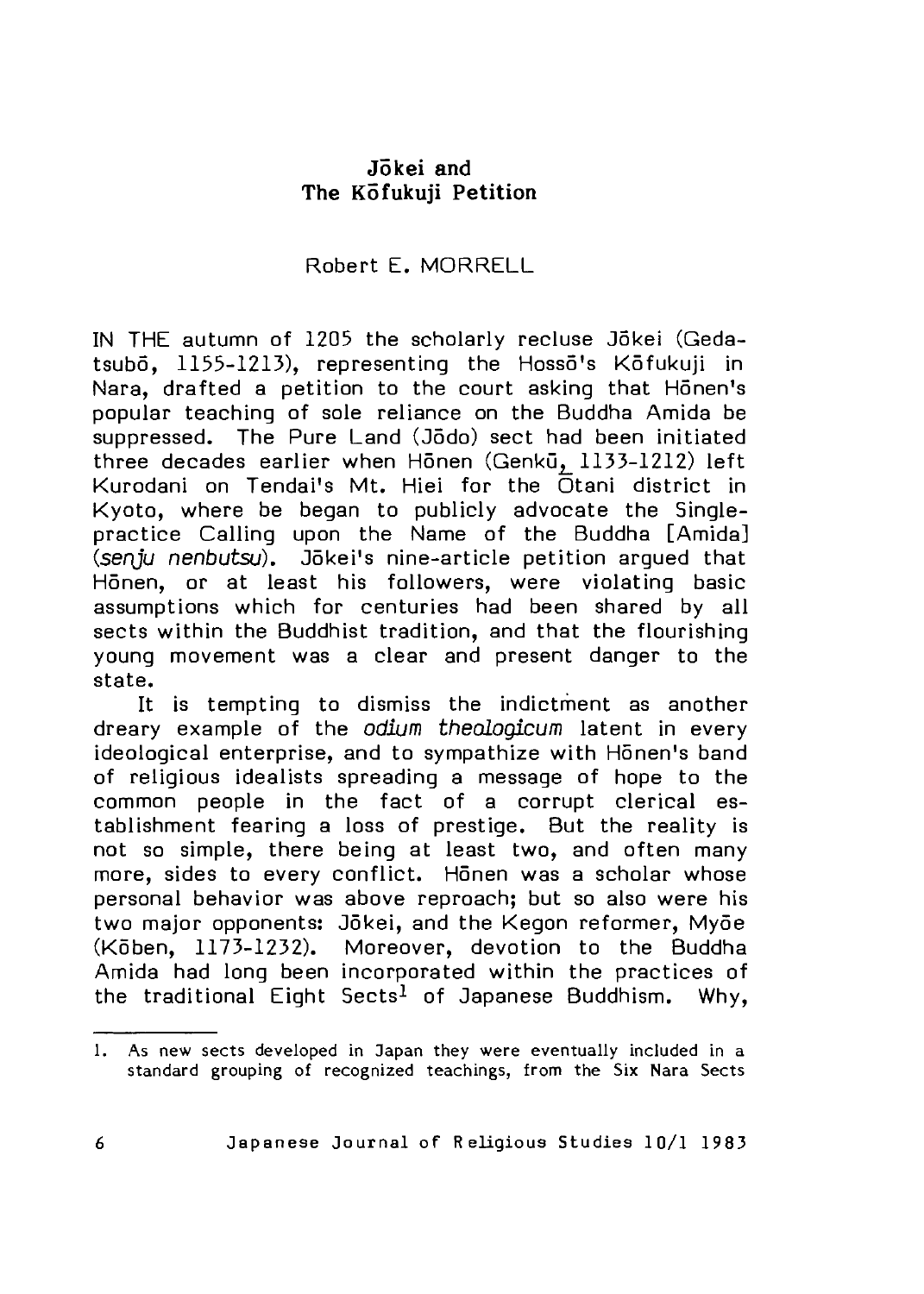# Jōkei and The Kōfukuji Petition

Robert E. MORRELL

IN THE autumn of 1205 the scholarly recluse Jōkei (Gedatsubō, 1155-1213), representing the Hossō's Kōfukuji in Nara, drafted a petition to the court asking that Hōnen's popular teaching of sole reliance on the Buddha Amida be suppressed. The Pure Land (Jōdo) sect had been initiated three decades earlier when Hōnen (Genkū, 1133-1212) left Kurodani on Tendai's Mt. Hiei for the Ōtani district in Kyoto, where be began to publicly advocate the Single-practice Calling upon the Name of the Buddha [Amida] (*senju nenbutsu*). Jōkei's nine-article petition argued that Hōnen, or at least his followers, were violating basic assumptions which for centuries had been shared by all sects within the Buddhist tradition, and that the flourishing young movement was a clear and present danger to the state.

It is tempting to dismiss the indictment as another dreary example of the *odium theologicum* latent in every ideological enterprise, and to sympathize with Hōnen's band of religious idealists spreading a message of hope to the common people in the fact of a corrupt clerical establishment fearing a loss of prestige. But the reality is not so simple, there being at least two, and often many more, sides to every conflict. Hōnen was a scholar whose personal behavior was above reproach; but so also were his two major opponents: Jōkei, and the Kegon reformer, Myōe (Kōben, 1173-1232). Moreover, devotion to the Buddha Amida had long been incorporated within the practices of the traditional Eight Sects[1] of Japanese Buddhism. Why,

---

1. As new sects developed in Japan they were eventually included in a standard grouping of recognized teachings, from the Six Nara Sects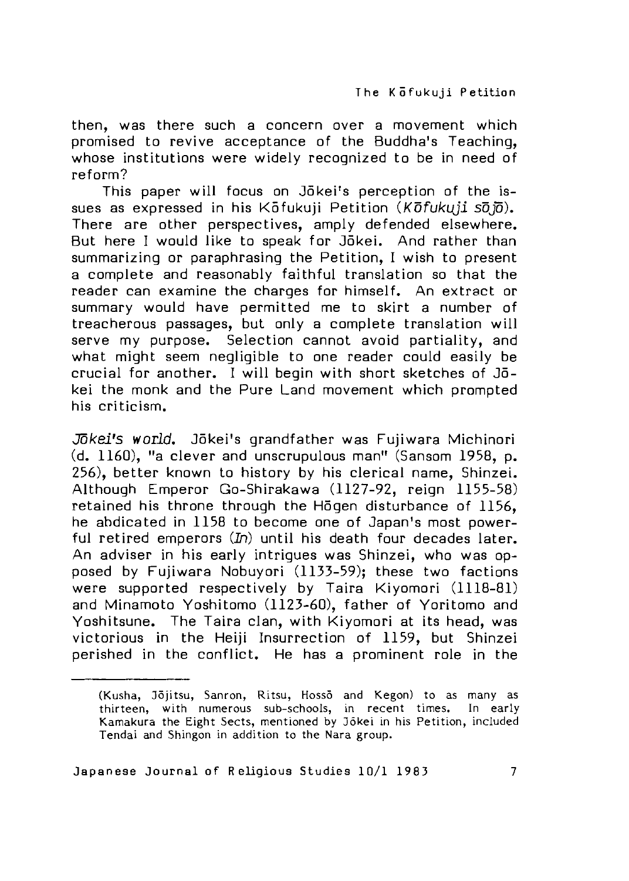then, was there such a concern over a movement which promised to revive acceptance of the Buddha's Teaching, whose institutions were widely recognized to be in need of reform?

This paper will focus on Jōkei's perception of the issues as expressed in his Kōfukuji Petition (*Kōfukuji sōjō*). There are other perspectives, amply defended elsewhere. But here I would like to speak for Jōkei. And rather than summarizing or paraphrasing the Petition, I wish to present a complete and reasonably faithful translation so that the reader can examine the charges for himself. An extract or summary would have permitted me to skirt a number of treacherous passages, but only a complete translation will serve my purpose. Selection cannot avoid partiality, and what might seem negligible to one reader could easily be crucial for another. I will begin with short sketches of Jōkei the monk and the Pure Land movement which prompted his criticism.

*Jōkei's world.* Jōkei's grandfather was Fujiwara Michinori (d. 1160), "a clever and unscrupulous man" (Sansom 1958, p. 256), better known to history by his clerical name, Shinzei. Although Emperor Go-Shirakawa (1127-92, reign 1155-58) retained his throne through the Hōgen disturbance of 1156, he abdicated in 1158 to become one of Japan's most powerful retired emperors (*In*) until his death four decades later. An adviser in his early intrigues was Shinzei, who was opposed by Fujiwara Nobuyori (1133-59); these two factions were supported respectively by Taira Kiyomori (1118-81) and Minamoto Yoshitomo (1123-60), father of Yoritomo and Yoshitsune. The Taira clan, with Kiyomori at its head, was victorious in the Heiji Insurrection of 1159, but Shinzei perished in the conflict. He has a prominent role in the

---

(Kusha, Jōjitsu, Sanron, Ritsu, Hossō and Kegon) to as many as thirteen, with numerous sub-schools, in recent times. In early Kamakura the Eight Sects, mentioned by Jōkei in his Petition, included Tendai and Shingon in addition to the Nara group.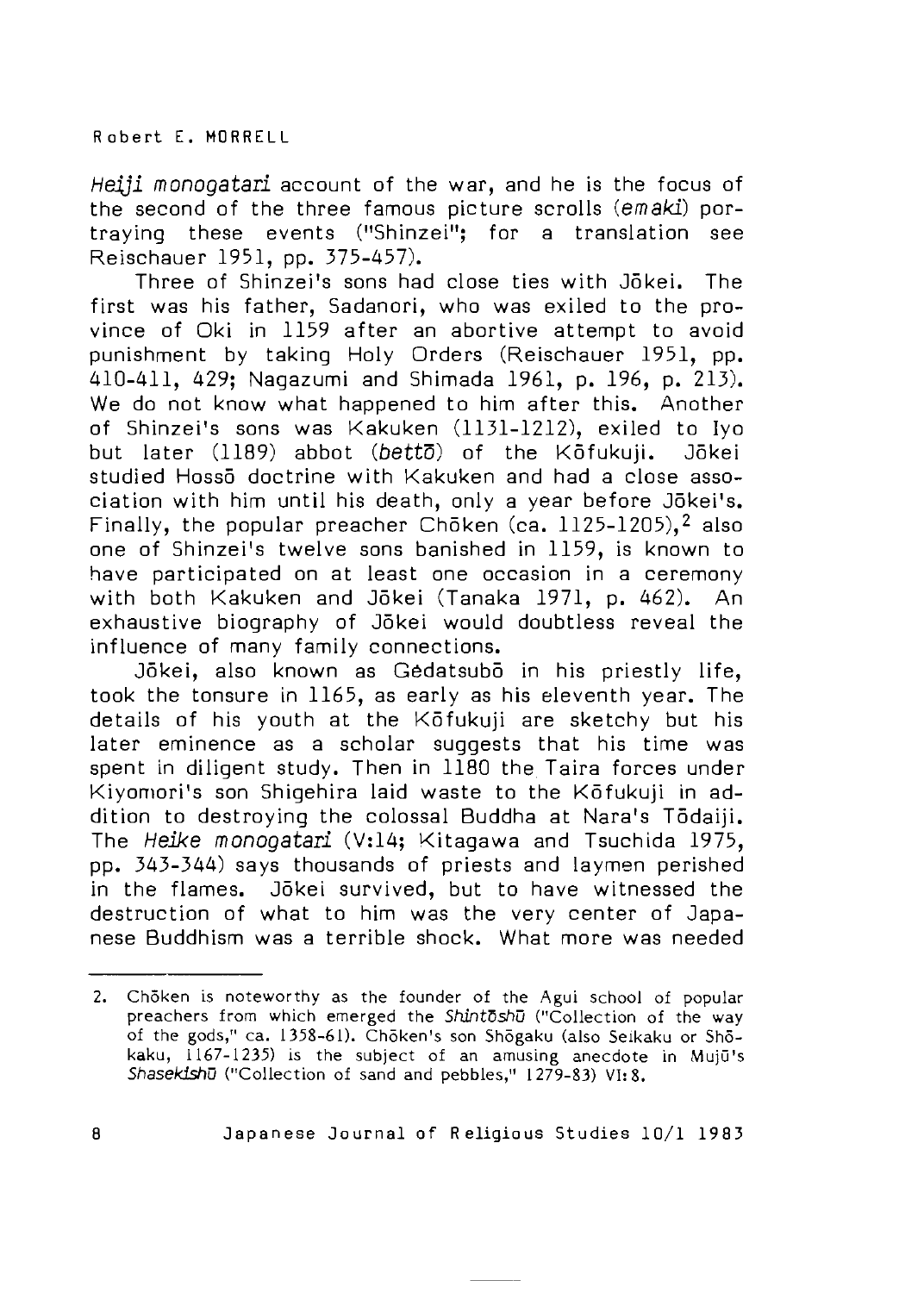*Heiji monogatari* account of the war, and he is the focus of the second of the three famous picture scrolls (*emaki*) portraying these events ("Shinzei"; for a translation see Reischauer 1951, pp. 375-457).

Three of Shinzei's sons had close ties with Jōkei. The first was his father, Sadanori, who was exiled to the province of Oki in 1159 after an abortive attempt to avoid punishment by taking Holy Orders (Reischauer 1951, pp. 410-411, 429; Nagazumi and Shimada 1961, p. 196, p. 213). We do not know what happened to him after this. Another of Shinzei's sons was Kakuken (1131-1212), exiled to Iyo but later (1189) abbot (*bettō*) of the Kōfukuji. Jōkei studied Hossō doctrine with Kakuken and had a close association with him until his death, only a year before Jōkei's. Finally, the popular preacher Chōken (ca. 1125-1205),[2] also one of Shinzei's twelve sons banished in 1159, is known to have participated on at least one occasion in a ceremony with both Kakuken and Jōkei (Tanaka 1971, p. 462). An exhaustive biography of Jōkei would doubtless reveal the influence of many family connections.

Jōkei, also known as Gedatsubō in his priestly life, took the tonsure in 1165, as early as his eleventh year. The details of his youth at the Kōfukuji are sketchy but his later eminence as a scholar suggests that his time was spent in diligent study. Then in 1180 the Taira forces under Kiyomori's son Shigehira laid waste to the Kōfukuji in addition to destroying the colossal Buddha at Nara's Tōdaiji. The *Heike monogatari* (V:14; Kitagawa and Tsuchida 1975, pp. 343-344) says thousands of priests and laymen perished in the flames. Jōkei survived, but to have witnessed the destruction of what to him was the very center of Japanese Buddhism was a terrible shock. What more was needed

---

2. Chōken is noteworthy as the founder of the Agui school of popular preachers from which emerged the *Shintōshū* ("Collection of the way of the gods," ca. 1358-61). Chōken's son Shōgaku (also Seikaku or Shōkaku, 1167-1235) is the subject of an amusing anecdote in Mujū's *Shasekishū* ("Collection of sand and pebbles," 1279-83) VI: 8.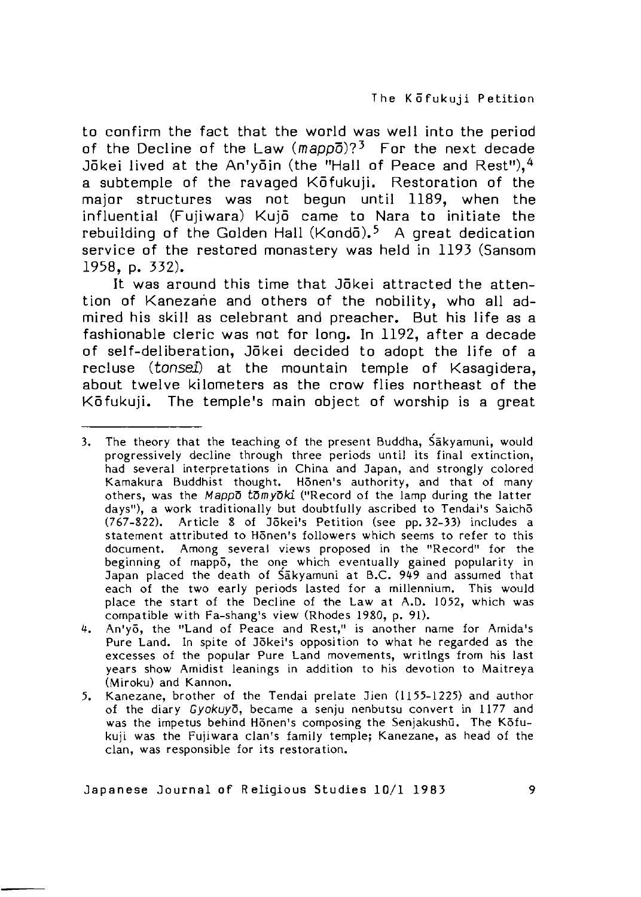to confirm the fact that the world was well into the period of the Decline of the Law (*mappō*)?[3] For the next decade Jōkei lived at the An'yōin (the "Hall of Peace and Rest"),[4] a subtemple of the ravaged Kōfukuji. Restoration of the major structures was not begun until 1189, when the influential (Fujiwara) Kujō came to Nara to initiate the rebuilding of the Golden Hall (Kondō).[5] A great dedication service of the restored monastery was held in 1193 (Sansom 1958, p. 332).

It was around this time that Jōkei attracted the attention of Kanezane and others of the nobility, who all admired his skill as celebrant and preacher. But his life as a fashionable cleric was not for long. In 1192, after a decade of self-deliberation, Jōkei decided to adopt the life of a recluse (*tonsei*) at the mountain temple of Kasagidera, about twelve kilometers as the crow flies northeast of the Kōfukuji. The temple's main object of worship is a great

---

3. The theory that the teaching of the present Buddha, Śākyamuni, would progressively decline through three periods until its final extinction, had several interpretations in China and Japan, and strongly colored Kamakura Buddhist thought. Hōnen's authority, and that of many others, was the *Mappō tōmyōki* ("Record of the lamp during the latter days"), a work traditionally but doubtfully ascribed to Tendai's Saichō (767-822). Article 8 of Jōkei's Petition (see pp. 32-33) includes a statement attributed to Hōnen's followers which seems to refer to this document. Among several views proposed in the "Record" for the beginning of mappō, the one which eventually gained popularity in Japan placed the death of Śākyamuni at B.C. 949 and assumed that each of the two early periods lasted for a millennium. This would place the start of the Decline of the Law at A.D. 1052, which was compatible with Fa-shang's view (Rhodes 1980, p. 91).

4. An'yō, the "Land of Peace and Rest," is another name for Amida's Pure Land. In spite of Jōkei's opposition to what he regarded as the excesses of the popular Pure Land movements, writings from his last years show Amidist leanings in addition to his devotion to Maitreya (Miroku) and Kannon.

5. Kanezane, brother of the Tendai prelate Jien (1155-1225) and author of the diary *Gyokuyō*, became a senju nenbutsu convert in 1177 and was the impetus behind Hōnen's composing the Senjakushū. The Kōfukuji was the Fujiwara clan's family temple; Kanezane, as head of the clan, was responsible for its restoration.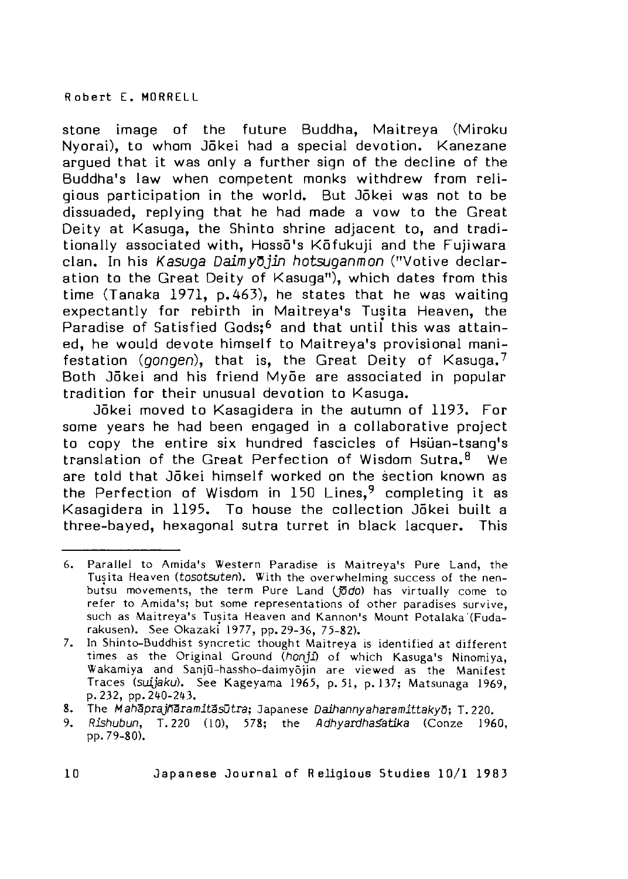stone image of the future Buddha, Maitreya (Miroku Nyorai), to whom Jōkei had a special devotion. Kanezane argued that it was only a further sign of the decline of the Buddha's law when competent monks withdrew from religious participation in the world. But Jōkei was not to be dissuaded, replying that he had made a vow to the Great Deity at Kasuga, the Shinto shrine adjacent to, and traditionally associated with, Hossō's Kōfukuji and the Fujiwara clan. In his *Kasuga Daimyōjin hotsuganmon* ("Votive declaration to the Great Deity of Kasuga"), which dates from this time (Tanaka 1971, p.463), he states that he was waiting expectantly for rebirth in Maitreya's Tuṣita Heaven, the Paradise of Satisfied Gods;[6] and that until this was attained, he would devote himself to Maitreya's provisional manifestation (*gongen*), that is, the Great Deity of Kasuga.[7] Both Jōkei and his friend Myōe are associated in popular tradition for their unusual devotion to Kasuga.

Jōkei moved to Kasagidera in the autumn of 1193. For some years he had been engaged in a collaborative project to copy the entire six hundred fascicles of Hsüan-tsang's translation of the Great Perfection of Wisdom Sutra.[8] We are told that Jōkei himself worked on the section known as the Perfection of Wisdom in 150 Lines,[9] completing it as Kasagidera in 1195. To house the collection Jōkei built a three-bayed, hexagonal sutra turret in black lacquer. This

---

6. Parallel to Amida's Western Paradise is Maitreya's Pure Land, the Tuṣita Heaven (*tosotsuten*). With the overwhelming success of the nenbutsu movements, the term Pure Land (*jōdo*) has virtually come to refer to Amida's; but some representations of other paradises survive, such as Maitreya's Tuṣita Heaven and Kannon's Mount Potalaka (Fudarakusen). See Okazaki 1977, pp. 29-36, 75-82).
7. In Shinto-Buddhist syncretic thought Maitreya is identified at different times as the Original Ground (*honji*) of which Kasuga's Ninomiya, Wakamiya and Sanjū-hassho-daimyōjin are viewed as the Manifest Traces (*suijaku*). See Kageyama 1965, p. 51, p. 137; Matsunaga 1969, p. 232, pp. 240-243.
8. The *Mahāprajñāramitāsūtra*; Japanese *Daihannyaharamittakyō*; T. 220.
9. *Rishubun*, T. 220 (10), 578; the *Adhyardhaśatika* (Conze 1960, pp. 79-80).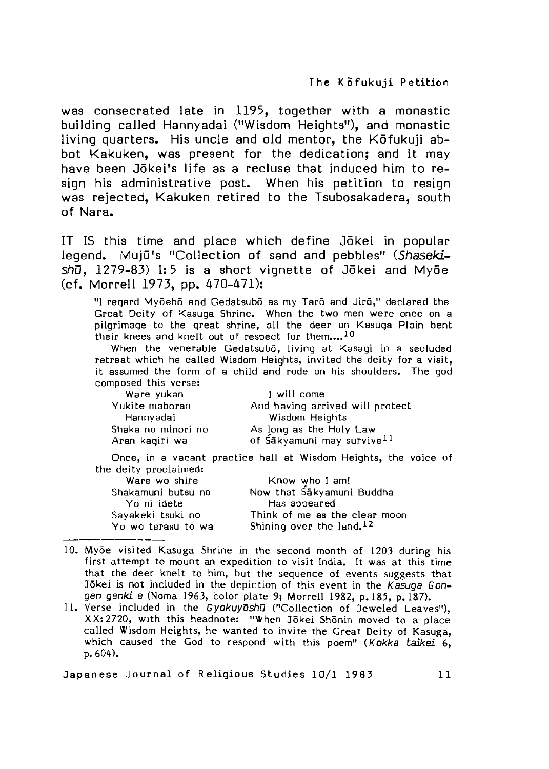was consecrated late in 1195, together with a monastic building called Hannyadai ("Wisdom Heights"), and monastic living quarters. His uncle and old mentor, the Kōfukuji abbot Kakuken, was present for the dedication; and it may have been Jōkei's life as a recluse that induced him to resign his administrative post. When his petition to resign was rejected, Kakuken retired to the Tsubosakadera, south of Nara.

IT IS this time and place which define Jōkei in popular legend. Mujū's "Collection of sand and pebbles" (*Shasekishū*, 1279-83) I:5 is a short vignette of Jōkei and Myōe (cf. Morrell 1973, pp. 470-471):

> "I regard Myōebō and Gedatsubō as my Tarō and Jirō," declared the Great Deity of Kasuga Shrine. When the two men were once on a pilgrimage to the great shrine, all the deer on Kasuga Plain bent their knees and knelt out of respect for them....[10]
>
> When the venerable Gedatsubō, living at Kasagi in a secluded retreat which he called Wisdom Heights, invited the deity for a visit, it assumed the form of a child and rode on his shoulders. The god composed this verse:
>
> | | |
> |---|---|
> | Ware yukan | I will come |
> | Yukite maboran | And having arrived will protect |
> | Hannyadai | Wisdom Heights |
> | Shaka no minori no | As long as the Holy Law |
> | Aran kagiri wa | of Śākyamuni may survive[11] |
>
> Once, in a vacant practice hall at Wisdom Heights, the voice of the deity proclaimed:
>
> | | |
> |---|---|
> | Ware wo shire | Know who I am! |
> | Shakamuni butsu no | Now that Śākyamuni Buddha |
> | Yo ni idete | Has appeared |
> | Sayakeki tsuki no | Think of me as the clear moon |
> | Yo wo terasu to wa | Shining over the land.[12] |

---

10. Myōe visited Kasuga Shrine in the second month of 1203 during his first attempt to mount an expedition to visit India. It was at this time that the deer knelt to him, but the sequence of events suggests that Jōkei is not included in the depiction of this event in the *Kasuga Gongen genki e* (Noma 1963, color plate 9; Morrell 1982, p. 185, p. 187).

11. Verse included in the *Gyokuyōshū* ("Collection of Jeweled Leaves"), XX:2720, with this headnote: "When Jōkei Shōnin moved to a place called Wisdom Heights, he wanted to invite the Great Deity of Kasuga, which caused the God to respond with this poem" (*Kokka taikei* 6, p. 604).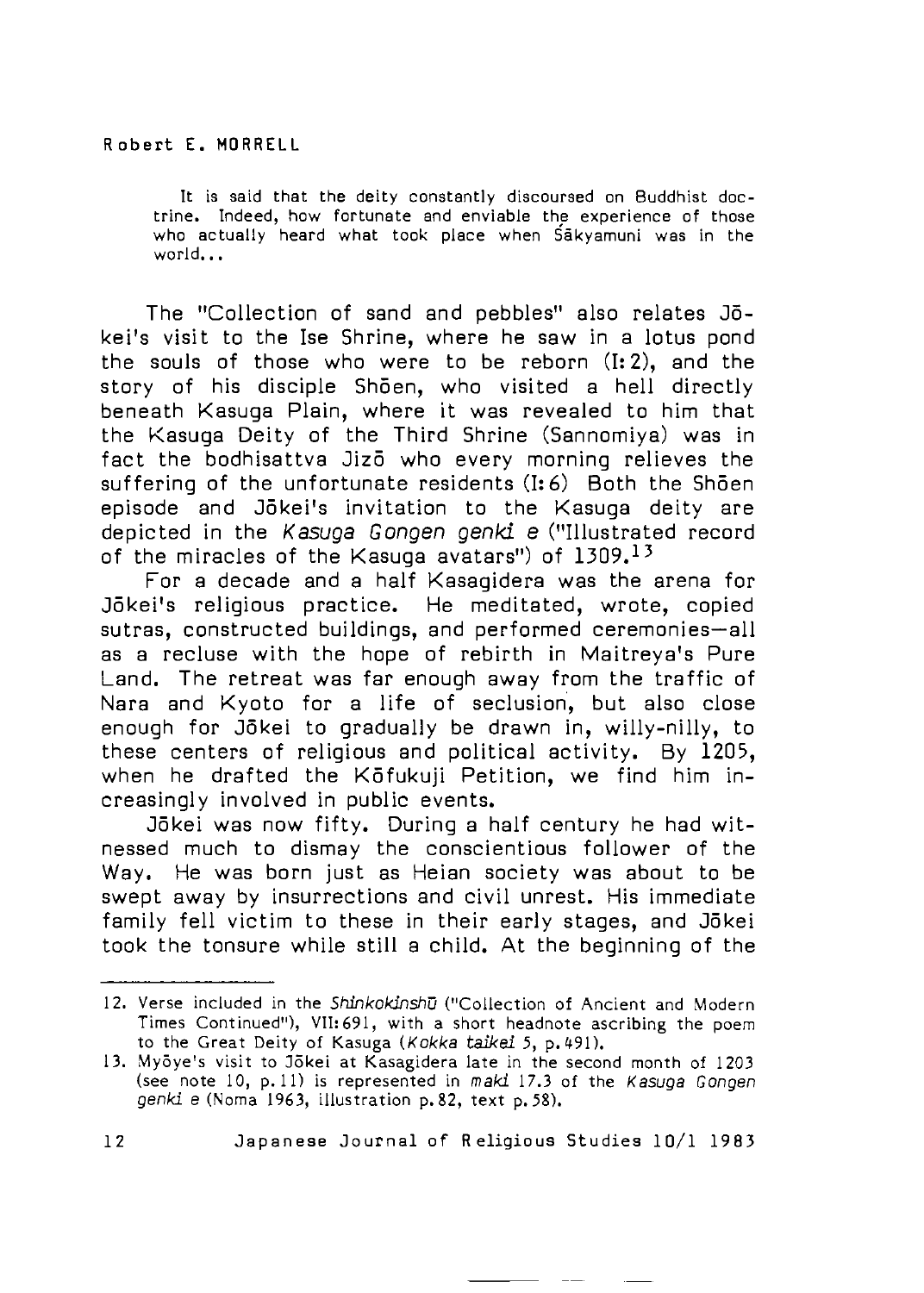It is said that the deity constantly discoursed on Buddhist doctrine. Indeed, how fortunate and enviable the experience of those who actually heard what took place when Śākyamuni was in the world...

The "Collection of sand and pebbles" also relates Jōkei's visit to the Ise Shrine, where he saw in a lotus pond the souls of those who were to be reborn (I:2), and the story of his disciple Shōen, who visited a hell directly beneath Kasuga Plain, where it was revealed to him that the Kasuga Deity of the Third Shrine (Sannomiya) was in fact the bodhisattva Jizō who every morning relieves the suffering of the unfortunate residents (I:6) Both the Shōen episode and Jōkei's invitation to the Kasuga deity are depicted in the *Kasuga Gongen genki e* ("Illustrated record of the miracles of the Kasuga avatars") of 1309.[13]

For a decade and a half Kasagidera was the arena for Jōkei's religious practice. He meditated, wrote, copied sutras, constructed buildings, and performed ceremonies—all as a recluse with the hope of rebirth in Maitreya's Pure Land. The retreat was far enough away from the traffic of Nara and Kyoto for a life of seclusion, but also close enough for Jōkei to gradually be drawn in, willy-nilly, to these centers of religious and political activity. By 1205, when he drafted the Kōfukuji Petition, we find him increasingly involved in public events.

Jōkei was now fifty. During a half century he had witnessed much to dismay the conscientious follower of the Way. He was born just as Heian society was about to be swept away by insurrections and civil unrest. His immediate family fell victim to these in their early stages, and Jōkei took the tonsure while still a child. At the beginning of the

---

12. Verse included in the *Shinkokinshū* ("Collection of Ancient and Modern Times Continued"), VII:691, with a short headnote ascribing the poem to the Great Deity of Kasuga (*Kokka taikei* 5, p.491).

13. Myōye's visit to Jōkei at Kasagidera late in the second month of 1203 (see note 10, p.11) is represented in *maki* 17.3 of the *Kasuga Gongen genki e* (Noma 1963, illustration p.82, text p.58).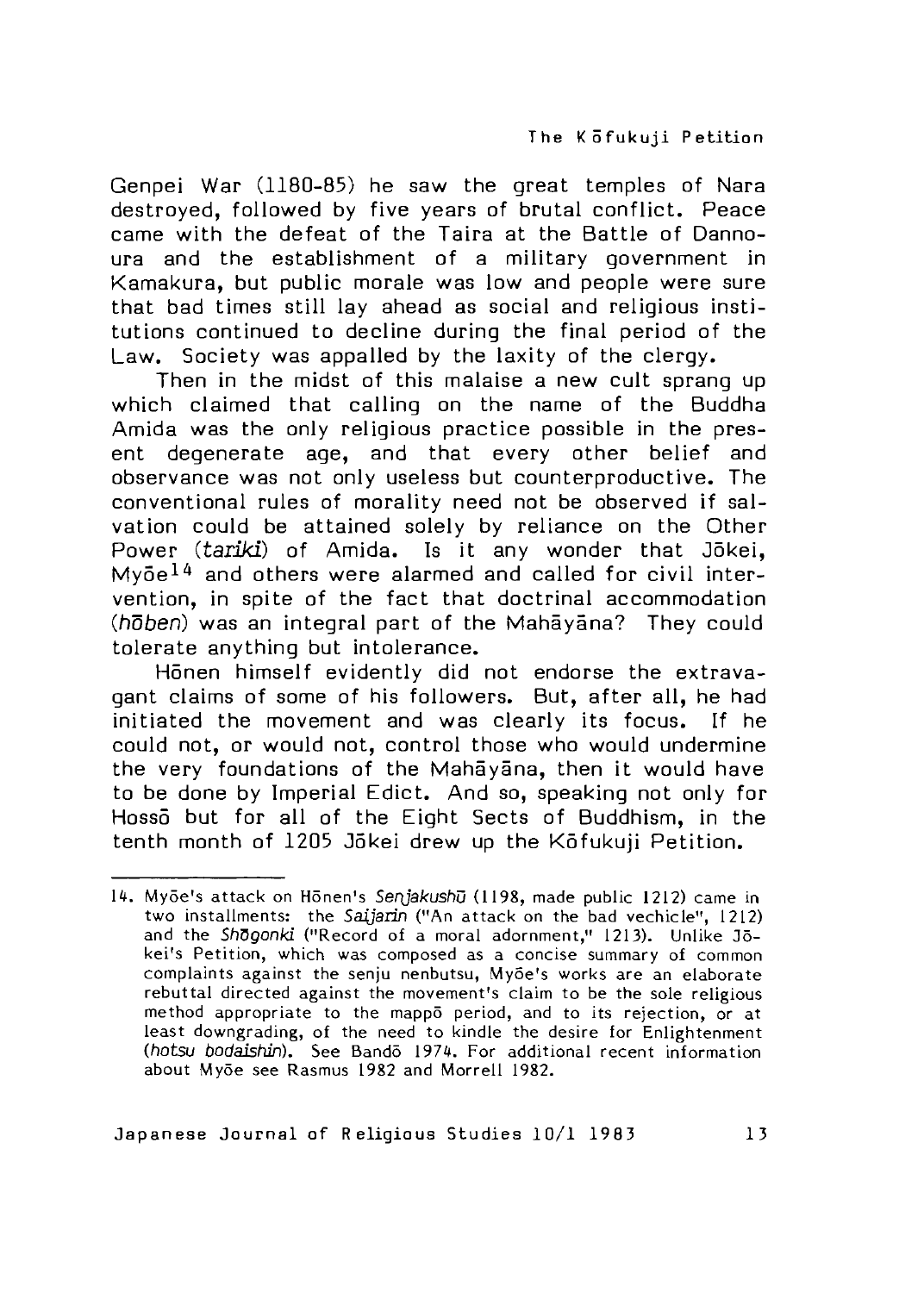Genpei War (1180-85) he saw the great temples of Nara destroyed, followed by five years of brutal conflict. Peace came with the defeat of the Taira at the Battle of Dannoura and the establishment of a military government in Kamakura, but public morale was low and people were sure that bad times still lay ahead as social and religious institutions continued to decline during the final period of the Law. Society was appalled by the laxity of the clergy.

Then in the midst of this malaise a new cult sprang up which claimed that calling on the name of the Buddha Amida was the only religious practice possible in the present degenerate age, and that every other belief and observance was not only useless but counterproductive. The conventional rules of morality need not be observed if salvation could be attained solely by reliance on the Other Power (*tariki*) of Amida. Is it any wonder that Jōkei, Myōe[14] and others were alarmed and called for civil intervention, in spite of the fact that doctrinal accommodation (*hōben*) was an integral part of the Mahāyāna? They could tolerate anything but intolerance.

Hōnen himself evidently did not endorse the extravagant claims of some of his followers. But, after all, he had initiated the movement and was clearly its focus. If he could not, or would not, control those who would undermine the very foundations of the Mahāyāna, then it would have to be done by Imperial Edict. And so, speaking not only for Hossō but for all of the Eight Sects of Buddhism, in the tenth month of 1205 Jōkei drew up the Kōfukuji Petition.

---

14. Myōe's attack on Hōnen's *Senjakushū* (1198, made public 1212) came in two installments: the *Saijarin* ("An attack on the bad vechicle", 1212) and the *Shōgonki* ("Record of a moral adornment," 1213). Unlike Jōkei's Petition, which was composed as a concise summary of common complaints against the senju nenbutsu, Myōe's works are an elaborate rebuttal directed against the movement's claim to be the sole religious method appropriate to the mappō period, and to its rejection, or at least downgrading, of the need to kindle the desire for Enlightenment (*hotsu bodaishin*). See Bandō 1974. For additional recent information about Myōe see Rasmus 1982 and Morrell 1982.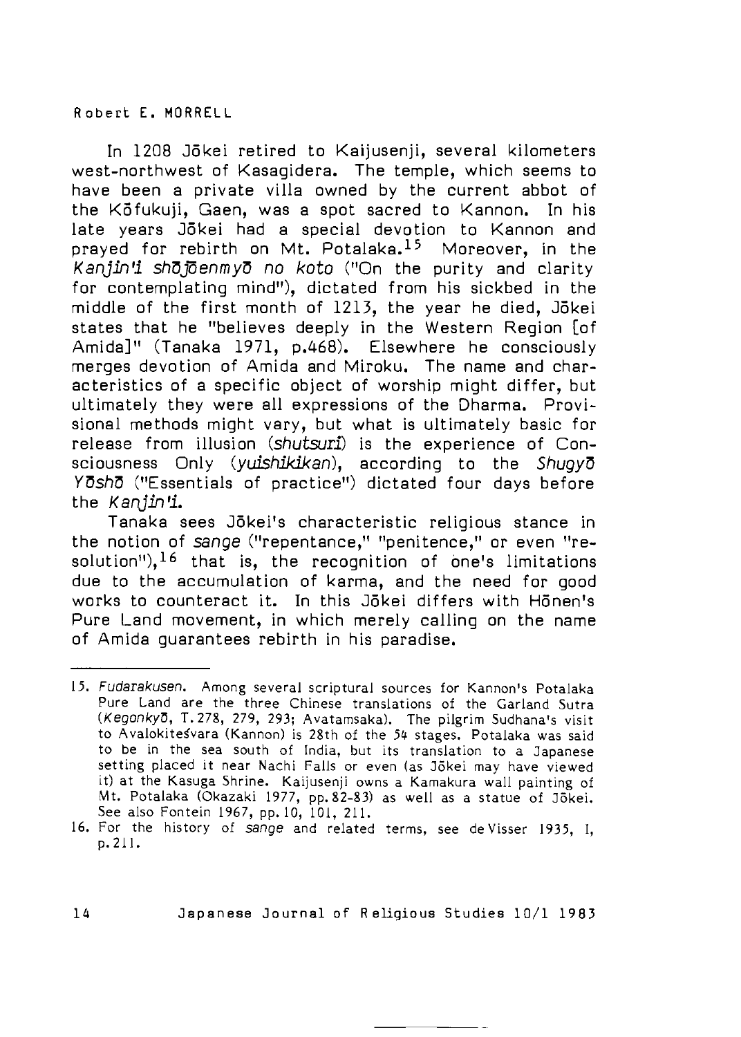In 1208 Jōkei retired to Kaijusenji, several kilometers west-northwest of Kasagidera. The temple, which seems to have been a private villa owned by the current abbot of the Kōfukuji, Gaen, was a spot sacred to Kannon. In his late years Jōkei had a special devotion to Kannon and prayed for rebirth on Mt. Potalaka.[15] Moreover, in the *Kanjin'i shōjōenmyō no koto* ("On the purity and clarity for contemplating mind"), dictated from his sickbed in the middle of the first month of 1213, the year he died, Jōkei states that he "believes deeply in the Western Region [of Amida]" (Tanaka 1971, p.468). Elsewhere he consciously merges devotion of Amida and Miroku. The name and characteristics of a specific object of worship might differ, but ultimately they were all expressions of the Dharma. Provisional methods might vary, but what is ultimately basic for release from illusion (*shutsuri*) is the experience of Consciousness Only (*yuishikikan*), according to the *Shugyō Yōshō* ("Essentials of practice") dictated four days before the *Kanjin'i*.

Tanaka sees Jōkei's characteristic religious stance in the notion of *sange* ("repentance," "penitence," or even "resolution"),[16] that is, the recognition of one's limitations due to the accumulation of karma, and the need for good works to counteract it. In this Jōkei differs with Hōnen's Pure Land movement, in which merely calling on the name of Amida guarantees rebirth in his paradise.

---

15. *Fudarakusen*. Among several scriptural sources for Kannon's Potalaka Pure Land are the three Chinese translations of the Garland Sutra (*Kegonkyō*, T.278, 279, 293; Avatamsaka). The pilgrim Sudhana's visit to Avalokiteśvara (Kannon) is 28th of the 54 stages. Potalaka was said to be in the sea south of India, but its translation to a Japanese setting placed it near Nachi Falls or even (as Jōkei may have viewed it) at the Kasuga Shrine. Kaijusenji owns a Kamakura wall painting of Mt. Potalaka (Okazaki 1977, pp.82-83) as well as a statue of Jōkei. See also Fontein 1967, pp.10, 101, 211.

16. For the history of *sange* and related terms, see de Visser 1935, I, p.211.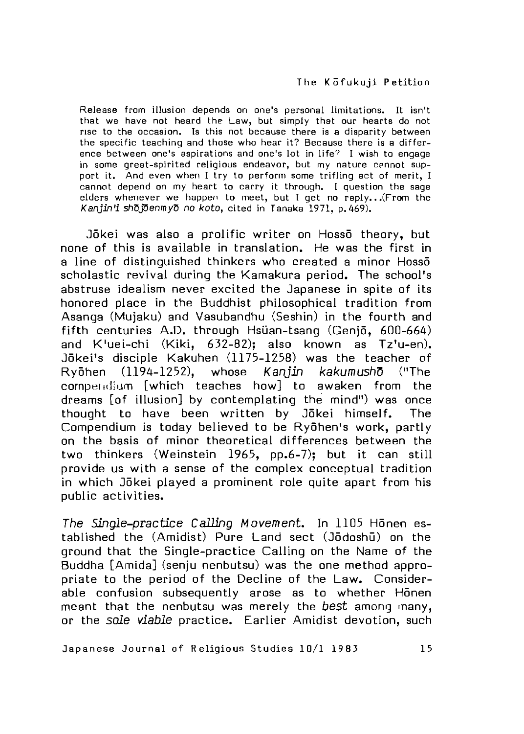> Release from illusion depends on one's personal limitations. It isn't that we have not heard the Law, but simply that our hearts do not rise to the occasion. Is this not because there is a disparity between the specific teaching and those who hear it? Because there is a difference between one's aspirations and one's lot in life? I wish to engage in some great-spirited religious endeavor, but my nature cannot support it. And even when I try to perform some trifling act of merit, I cannot depend on my heart to carry it through. I question the sage elders whenever we happen to meet, but I get no reply...(From the *Kanjin'i shōjōenmyō no koto*, cited in Tanaka 1971, p.469).

Jōkei was also a prolific writer on Hossō theory, but none of this is available in translation. He was the first in a line of distinguished thinkers who created a minor Hossō scholastic revival during the Kamakura period. The school's abstruse idealism never excited the Japanese in spite of its honored place in the Buddhist philosophical tradition from Asanga (Mujaku) and Vasubandhu (Seshin) in the fourth and fifth centuries A.D. through Hsüan-tsang (Genjō, 600-664) and K'uei-chi (Kiki, 632-82); also known as Tz'u-en). Jōkei's disciple Kakuhen (1175-1258) was the teacher of Ryōhen (1194-1252), whose *Kanjin kakumushō* ("The compendium [which teaches how] to awaken from the dreams [of illusion] by contemplating the mind") was once thought to have been written by Jōkei himself. The Compendium is today believed to be Ryōhen's work, partly on the basis of minor theoretical differences between the two thinkers (Weinstein 1965, pp.6-7); but it can still provide us with a sense of the complex conceptual tradition in which Jōkei played a prominent role quite apart from his public activities.

*The Single-practice Calling Movement.* In 1105 Hōnen established the (Amidist) Pure Land sect (Jōdoshū) on the ground that the Single-practice Calling on the Name of the Buddha [Amida] (senju nenbutsu) was the one method appropriate to the period of the Decline of the Law. Considerable confusion subsequently arose as to whether Hōnen meant that the nenbutsu was merely the *best* among many, or the *sole viable* practice. Earlier Amidist devotion, such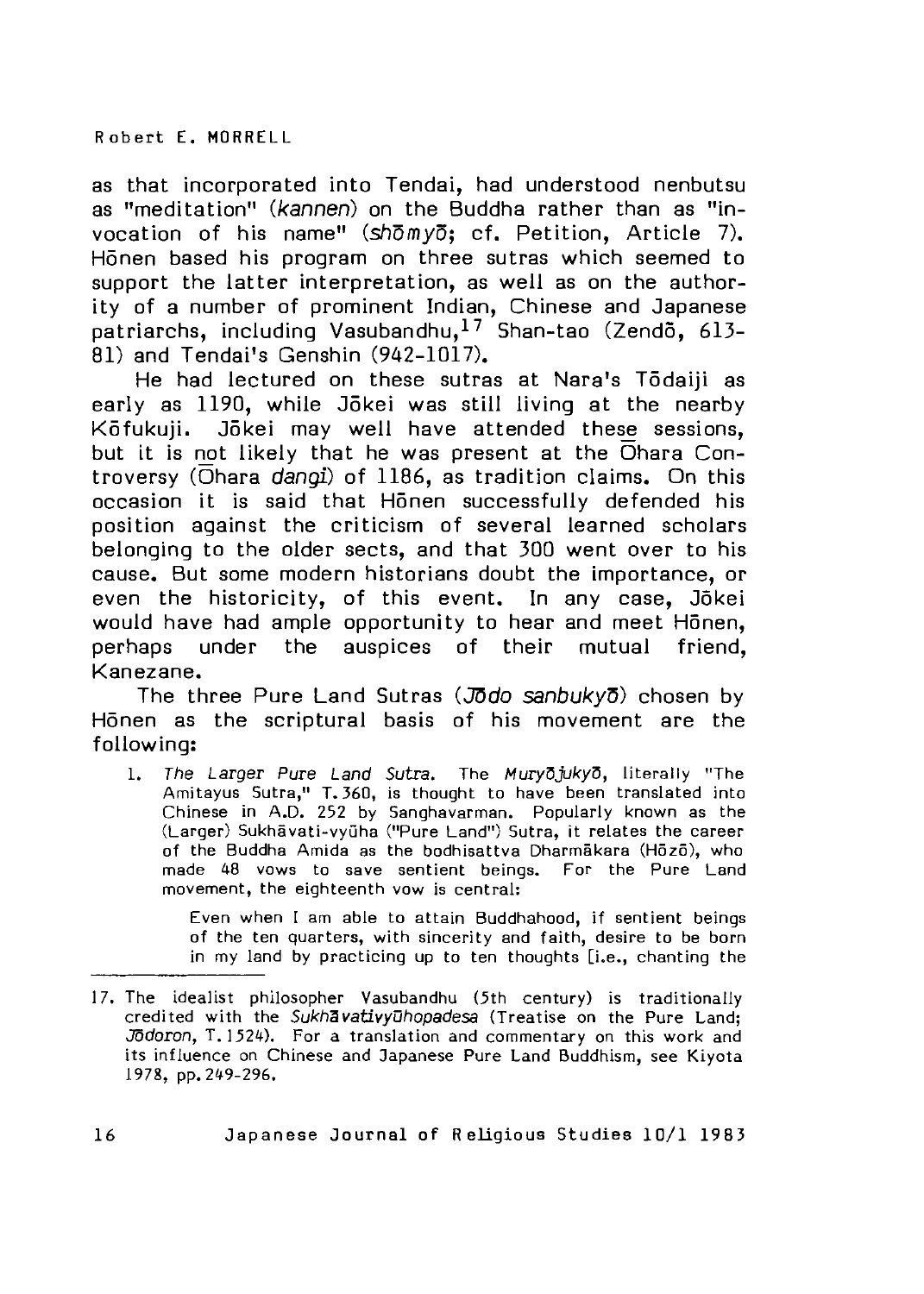as that incorporated into Tendai, had understood nenbutsu as "meditation" (*kannen*) on the Buddha rather than as "invocation of his name" (*shōmyō*; cf. Petition, Article 7). Hōnen based his program on three sutras which seemed to support the latter interpretation, as well as on the authority of a number of prominent Indian, Chinese and Japanese patriarchs, including Vasubandhu,[17] Shan-tao (Zendō, 613-81) and Tendai's Genshin (942-1017).

He had lectured on these sutras at Nara's Tōdaiji as early as 1190, while Jōkei was still living at the nearby Kōfukuji. Jōkei may well have attended these sessions, but it is not likely that he was present at the Ōhara Controversy (Ōhara *dangi*) of 1186, as tradition claims. On this occasion it is said that Hōnen successfully defended his position against the criticism of several learned scholars belonging to the older sects, and that 300 went over to his cause. But some modern historians doubt the importance, or even the historicity, of this event. In any case, Jōkei would have had ample opportunity to hear and meet Hōnen, perhaps under the auspices of their mutual friend, Kanezane.

The three Pure Land Sutras (*Jōdo sanbukyō*) chosen by Hōnen as the scriptural basis of his movement are the following:

1. *The Larger Pure Land Sutra.* The *Muryōjukyō*, literally "The Amitayus Sutra," T.360, is thought to have been translated into Chinese in A.D. 252 by Sanghavarman. Popularly known as the (Larger) Sukhāvati-vyūha ("Pure Land") Sutra, it relates the career of the Buddha Amida as the bodhisattva Dharmākara (Hōzō), who made 48 vows to save sentient beings. For the Pure Land movement, the eighteenth vow is central:

   > Even when I am able to attain Buddhahood, if sentient beings of the ten quarters, with sincerity and faith, desire to be born in my land by practicing up to ten thoughts [i.e., chanting the

---

17. The idealist philosopher Vasubandhu (5th century) is traditionally credited with the *Sukhāvativyūhopadesa* (Treatise on the Pure Land; *Jōdoron*, T.1524). For a translation and commentary on this work and its influence on Chinese and Japanese Pure Land Buddhism, see Kiyota 1978, pp. 249-296.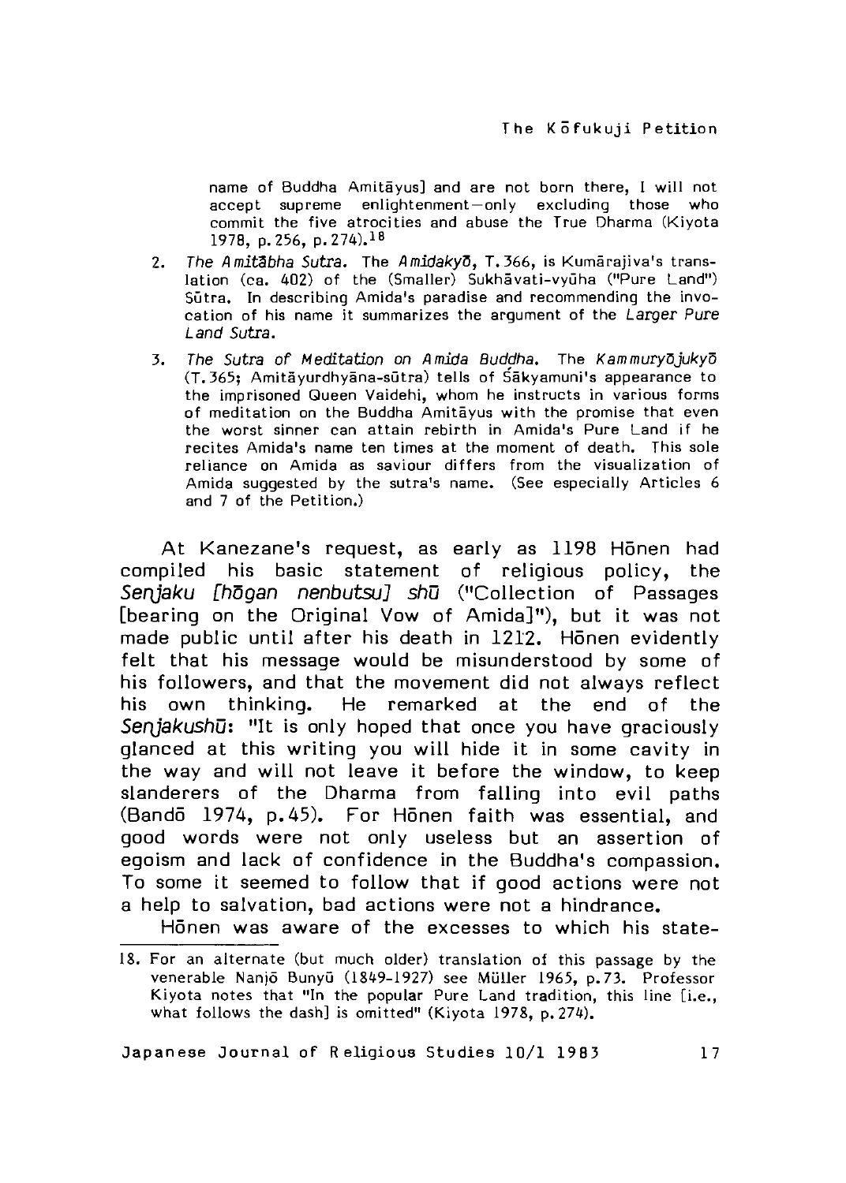name of Buddha Amitāyus] and are not born there, I will not accept supreme enlightenment—only excluding those who commit the five atrocities and abuse the True Dharma (Kiyota 1978, p.256, p.274).[18]

2. *The Amitābha Sutra.* The *Amidakyō*, T.366, is Kumārajiva's translation (ca. 402) of the (Smaller) Sukhāvati-vyūha ("Pure Land") Sūtra. In describing Amida's paradise and recommending the invocation of his name it summarizes the argument of the *Larger Pure Land Sutra*.

3. *The Sutra of Meditation on Amida Buddha.* The *Kammuryōjukyō* (T.365; Amitāyurdhyāna-sūtra) tells of Śākyamuni's appearance to the imprisoned Queen Vaidehi, whom he instructs in various forms of meditation on the Buddha Amitāyus with the promise that even the worst sinner can attain rebirth in Amida's Pure Land if he recites Amida's name ten times at the moment of death. This sole reliance on Amida as saviour differs from the visualization of Amida suggested by the sutra's name. (See especially Articles 6 and 7 of the Petition.)

At Kanezane's request, as early as 1198 Hōnen had compiled his basic statement of religious policy, the *Senjaku [hōgan nenbutsu] shū* ("Collection of Passages [bearing on the Original Vow of Amida]"), but it was not made public until after his death in 1212. Hōnen evidently felt that his message would be misunderstood by some of his followers, and that the movement did not always reflect his own thinking. He remarked at the end of the *Senjakushū*: "It is only hoped that once you have graciously glanced at this writing you will hide it in some cavity in the way and will not leave it before the window, to keep slanderers of the Dharma from falling into evil paths (Bandō 1974, p.45). For Hōnen faith was essential, and good words were not only useless but an assertion of egoism and lack of confidence in the Buddha's compassion. To some it seemed to follow that if good actions were not a help to salvation, bad actions were not a hindrance.

Hōnen was aware of the excesses to which his state-

---

18. For an alternate (but much older) translation of this passage by the venerable Nanjō Bunyū (1849-1927) see Müller 1965, p.73. Professor Kiyota notes that "In the popular Pure Land tradition, this line [i.e., what follows the dash] is omitted" (Kiyota 1978, p.274).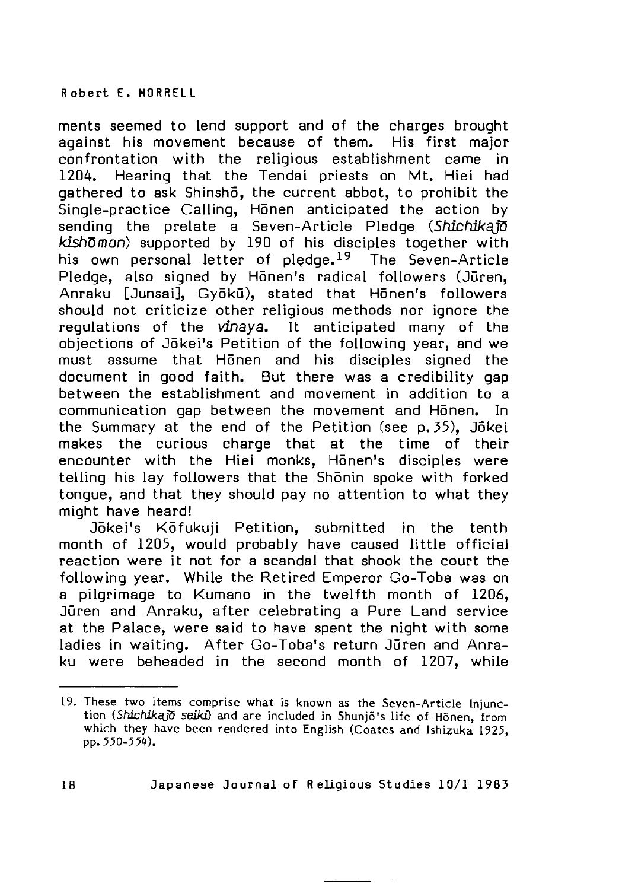ments seemed to lend support and of the charges brought against his movement because of them. His first major confrontation with the religious establishment came in 1204. Hearing that the Tendai priests on Mt. Hiei had gathered to ask Shinshō, the current abbot, to prohibit the Single-practice Calling, Hōnen anticipated the action by sending the prelate a Seven-Article Pledge (*Shichikajō kishōmon*) supported by 190 of his disciples together with his own personal letter of pledge.[19] The Seven-Article Pledge, also signed by Hōnen's radical followers (Jūren, Anraku [Junsai], Gyōkū), stated that Hōnen's followers should not criticize other religious methods nor ignore the regulations of the *vinaya*. It anticipated many of the objections of Jōkei's Petition of the following year, and we must assume that Hōnen and his disciples signed the document in good faith. But there was a credibility gap between the establishment and movement in addition to a communication gap between the movement and Hōnen. In the Summary at the end of the Petition (see p. 35), Jōkei makes the curious charge that at the time of their encounter with the Hiei monks, Hōnen's disciples were telling his lay followers that the Shōnin spoke with forked tongue, and that they should pay no attention to what they might have heard!

Jōkei's Kōfukuji Petition, submitted in the tenth month of 1205, would probably have caused little official reaction were it not for a scandal that shook the court the following year. While the Retired Emperor Go-Toba was on a pilgrimage to Kumano in the twelfth month of 1206, Jūren and Anraku, after celebrating a Pure Land service at the Palace, were said to have spent the night with some ladies in waiting. After Go-Toba's return Jūren and Anraku were beheaded in the second month of 1207, while

---

19. These two items comprise what is known as the Seven-Article Injunction (*Shichikajō seiki*) and are included in Shunjō's life of Hōnen, from which they have been rendered into English (Coates and Ishizuka 1925, pp. 550-554).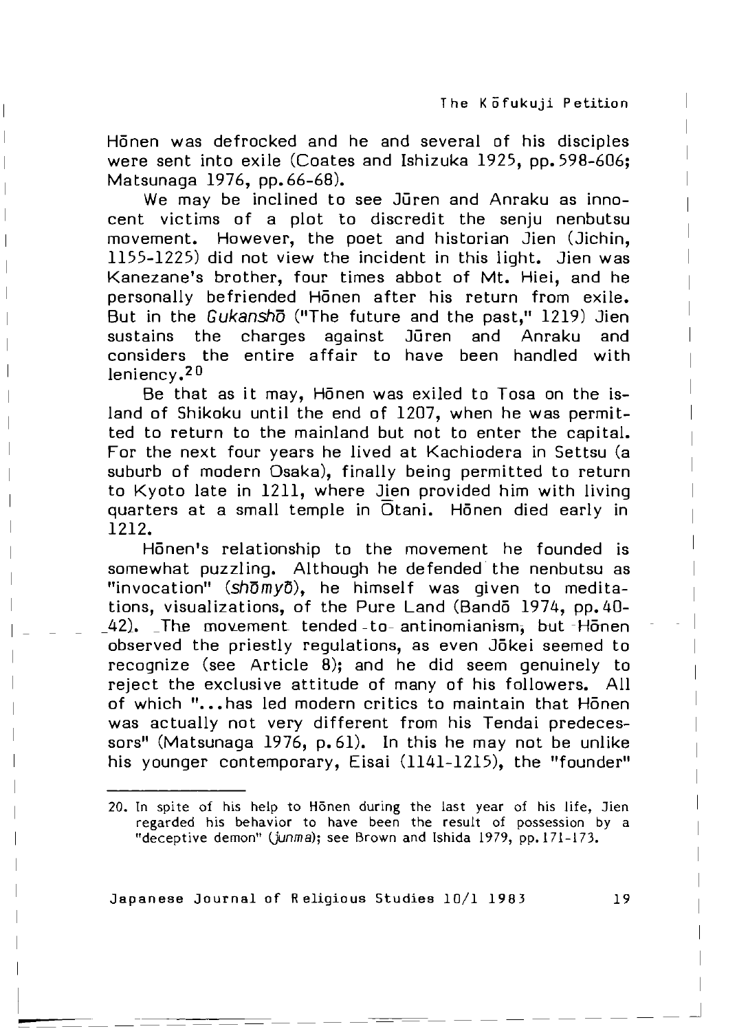Hōnen was defrocked and he and several of his disciples were sent into exile (Coates and Ishizuka 1925, pp. 598-606; Matsunaga 1976, pp. 66-68).

We may be inclined to see Jūren and Anraku as innocent victims of a plot to discredit the senju nenbutsu movement. However, the poet and historian Jien (Jichin, 1155-1225) did not view the incident in this light. Jien was Kanezane's brother, four times abbot of Mt. Hiei, and he personally befriended Hōnen after his return from exile. But in the *Gukanshō* ("The future and the past," 1219) Jien sustains the charges against Jūren and Anraku and considers the entire affair to have been handled with leniency.[20]

Be that as it may, Hōnen was exiled to Tosa on the island of Shikoku until the end of 1207, when he was permitted to return to the mainland but not to enter the capital. For the next four years he lived at Kachiodera in Settsu (a suburb of modern Osaka), finally being permitted to return to Kyoto late in 1211, where Jien provided him with living quarters at a small temple in Ōtani. Hōnen died early in 1212.

Hōnen's relationship to the movement he founded is somewhat puzzling. Although he defended the nenbutsu as "invocation" (*shōmyō*), he himself was given to meditations, visualizations, of the Pure Land (Bandō 1974, pp. 40-42). The movement tended to antinomianism, but Hōnen observed the priestly regulations, as even Jōkei seemed to recognize (see Article 8); and he did seem genuinely to reject the exclusive attitude of many of his followers. All of which "...has led modern critics to maintain that Hōnen was actually not very different from his Tendai predecessors" (Matsunaga 1976, p. 61). In this he may not be unlike his younger contemporary, Eisai (1141-1215), the "founder"

---

20. In spite of his help to Hōnen during the last year of his life, Jien regarded his behavior to have been the result of possession by a "deceptive demon" (*junma*); see Brown and Ishida 1979, pp. 171-173.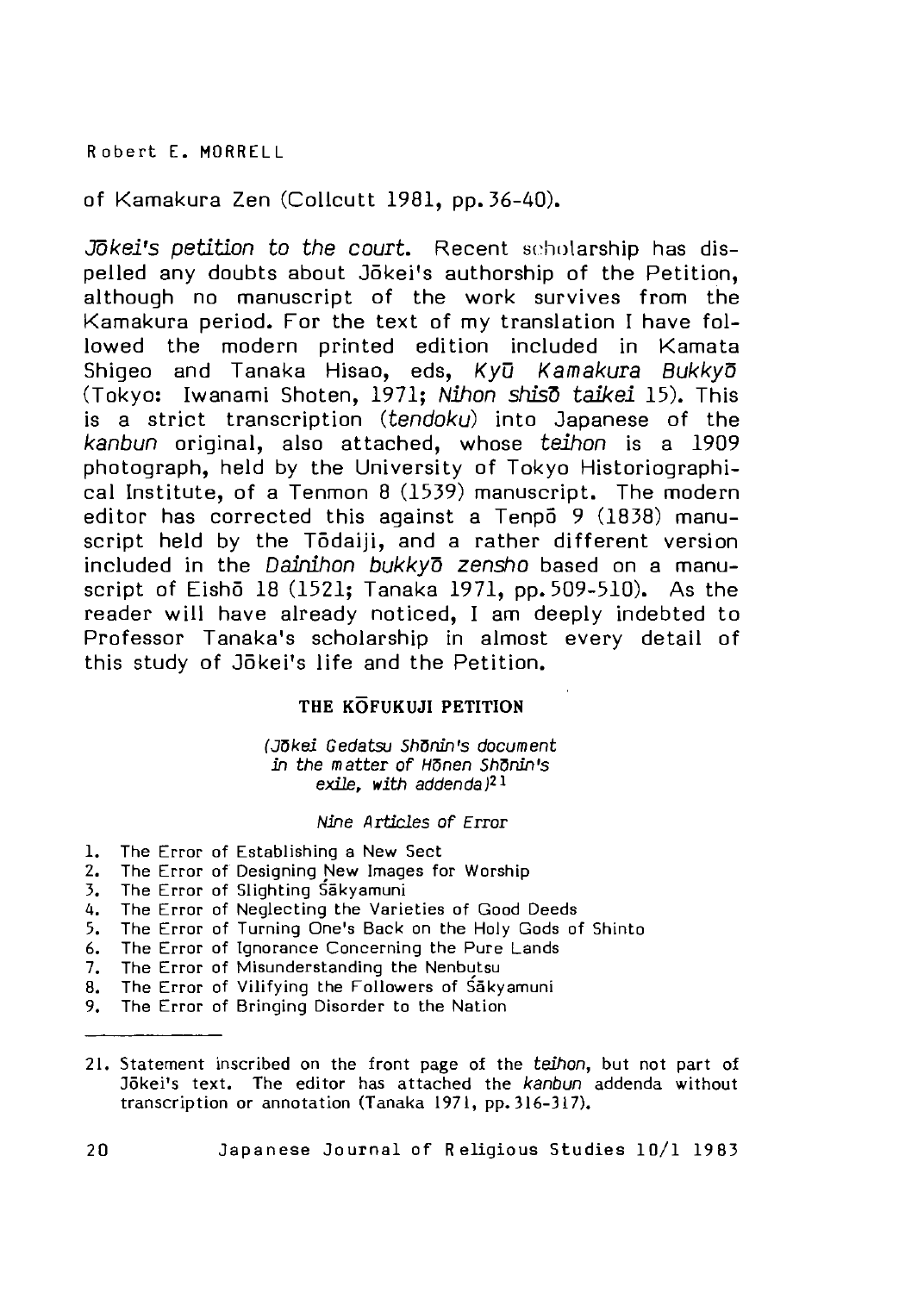of Kamakura Zen (Collcutt 1981, pp. 36-40).

*Jōkei's petition to the court.* Recent scholarship has dispelled any doubts about Jōkei's authorship of the Petition, although no manuscript of the work survives from the Kamakura period. For the text of my translation I have followed the modern printed edition included in Kamata Shigeo and Tanaka Hisao, eds, *Kyū Kamakura Bukkyō* (Tokyo: Iwanami Shoten, 1971; *Nihon shisō taikei* 15). This is a strict transcription (*tendoku*) into Japanese of the *kanbun* original, also attached, whose *teihon* is a 1909 photograph, held by the University of Tokyo Historiographical Institute, of a Tenmon 8 (1539) manuscript. The modern editor has corrected this against a Tenpō 9 (1838) manuscript held by the Tōdaiji, and a rather different version included in the *Dainihon bukkyō zensho* based on a manuscript of Eishō 18 (1521; Tanaka 1971, pp. 509-510). As the reader will have already noticed, I am deeply indebted to Professor Tanaka's scholarship in almost every detail of this study of Jōkei's life and the Petition.

## THE KŌFUKUJI PETITION

*(Jōkei Gedatsu Shōnin's document in the matter of Hōnen Shōnin's exile, with addenda)*[21]

*Nine Articles of Error*

1. The Error of Establishing a New Sect
2. The Error of Designing New Images for Worship
3. The Error of Slighting Śākyamuni
4. The Error of Neglecting the Varieties of Good Deeds
5. The Error of Turning One's Back on the Holy Gods of Shinto
6. The Error of Ignorance Concerning the Pure Lands
7. The Error of Misunderstanding the Nenbutsu
8. The Error of Vilifying the Followers of Śākyamuni
9. The Error of Bringing Disorder to the Nation

---

21. Statement inscribed on the front page of the *teihon*, but not part of Jōkei's text. The editor has attached the *kanbun* addenda without transcription or annotation (Tanaka 1971, pp. 316-317).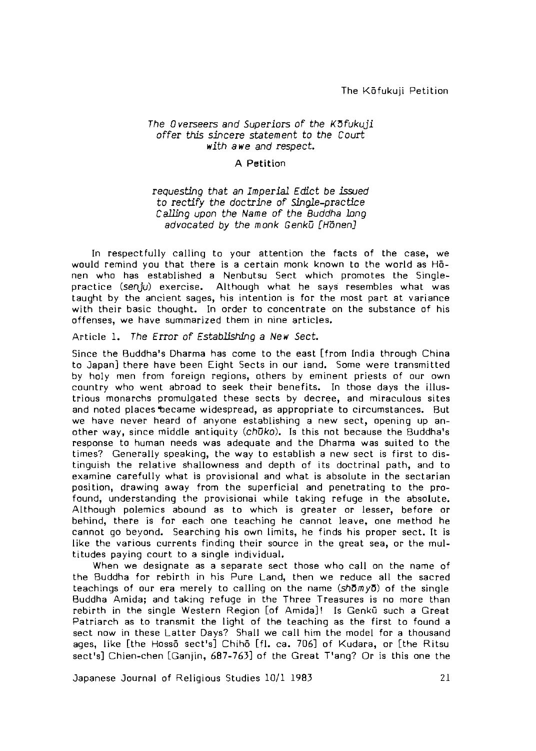*The Overseers and Superiors of the Kōfukuji offer this sincere statement to the Court with awe and respect.*

A Petition

*requesting that an Imperial Edict be issued to rectify the doctrine of Single-practice Calling upon the Name of the Buddha long advocated by the monk Genkū [Hōnen]*

In respectfully calling to your attention the facts of the case, we would remind you that there is a certain monk known to the world as Hōnen who has established a Nenbutsu Sect which promotes the Single-practice (*senju*) exercise. Although what he says resembles what was taught by the ancient sages, his intention is for the most part at variance with their basic thought. In order to concentrate on the substance of his offenses, we have summarized them in nine articles.

Article 1. *The Error of Establishing a New Sect.*

Since the Buddha's Dharma has come to the east [from India through China to Japan] there have been Eight Sects in our land. Some were transmitted by holy men from foreign regions, others by eminent priests of our own country who went abroad to seek their benefits. In those days the illustrious monarchs promulgated these sects by decree, and miraculous sites and noted places became widespread, as appropriate to circumstances. But we have never heard of anyone establishing a new sect, opening up another way, since middle antiquity (*chūko*). Is this not because the Buddha's response to human needs was adequate and the Dharma was suited to the times? Generally speaking, the way to establish a new sect is first to distinguish the relative shallowness and depth of its doctrinal path, and to examine carefully what is provisional and what is absolute in the sectarian position, drawing away from the superficial and penetrating to the profound, understanding the provisional while taking refuge in the absolute. Although polemics abound as to which is greater or lesser, before or behind, there is for each one teaching he cannot leave, one method he cannot go beyond. Searching his own limits, he finds his proper sect. It is like the various currents finding their source in the great sea, or the multitudes paying court to a single individual.

When we designate as a separate sect those who call on the name of the Buddha for rebirth in his Pure Land, then we reduce all the sacred teachings of our era merely to calling on the name (*shōmyō*) of the single Buddha Amida; and taking refuge in the Three Treasures is no more than rebirth in the single Western Region [of Amida]! Is Genkū such a Great Patriarch as to transmit the light of the teaching as the first to found a sect now in these Latter Days? Shall we call him the model for a thousand ages, like [the Hossō sect's] Chihō [fl. ca. 706] of Kudara, or [the Ritsu sect's] Chien-chen [Ganjin, 687-763] of the Great T'ang? Or is this one the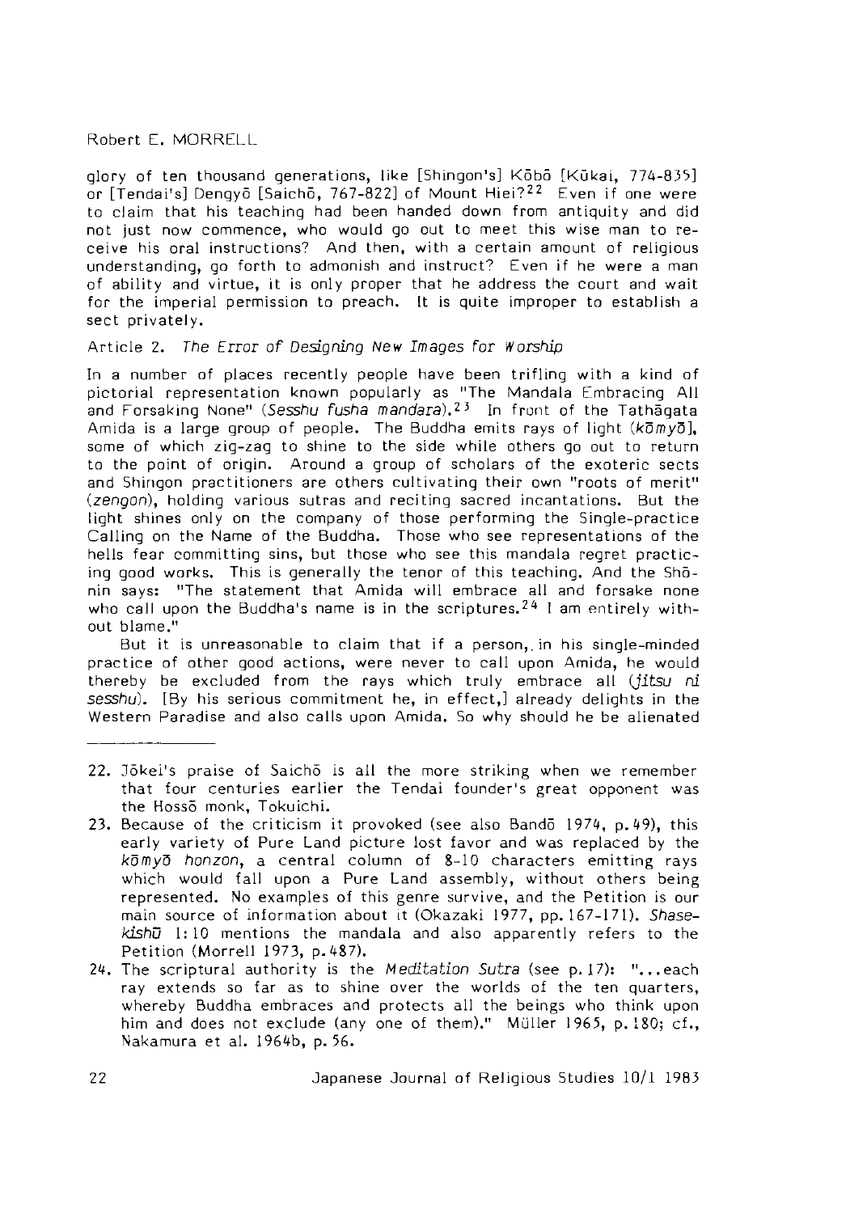glory of ten thousand generations, like [Shingon's] Kōbō [Kūkai, 774-835] or [Tendai's] Dengyō [Saichō, 767-822] of Mount Hiei?[22] Even if one were to claim that his teaching had been handed down from antiquity and did not just now commence, who would go out to meet this wise man to receive his oral instructions? And then, with a certain amount of religious understanding, go forth to admonish and instruct? Even if he were a man of ability and virtue, it is only proper that he address the court and wait for the imperial permission to preach. It is quite improper to establish a sect privately.

Article 2. *The Error of Designing New Images for Worship*

In a number of places recently people have been trifling with a kind of pictorial representation known popularly as "The Mandala Embracing All and Forsaking None" (*Sesshu fusha mandara*).[23] In front of the Tathāgata Amida is a large group of people. The Buddha emits rays of light (*kōmyō*), some of which zig-zag to shine to the side while others go out to return to the point of origin. Around a group of scholars of the exoteric sects and Shingon practitioners are others cultivating their own "roots of merit" (*zengon*), holding various sutras and reciting sacred incantations. But the light shines only on the company of those performing the Single-practice Calling on the Name of the Buddha. Those who see representations of the hells fear committing sins, but those who see this mandala regret practicing good works. This is generally the tenor of this teaching. And the Shōnin says: "The statement that Amida will embrace all and forsake none who call upon the Buddha's name is in the scriptures.[24] I am entirely without blame."

But it is unreasonable to claim that if a person, in his single-minded practice of other good actions, were never to call upon Amida, he would thereby be excluded from the rays which truly embrace all (*jitsu ni sesshu*). [By his serious commitment he, in effect,] already delights in the Western Paradise and also calls upon Amida. So why should he be alienated

---

22. Jōkei's praise of Saichō is all the more striking when we remember that four centuries earlier the Tendai founder's great opponent was the Hossō monk, Tokuichi.

23. Because of the criticism it provoked (see also Bandō 1974, p. 49), this early variety of Pure Land picture lost favor and was replaced by the *kōmyō honzon*, a central column of 8-10 characters emitting rays which would fall upon a Pure Land assembly, without others being represented. No examples of this genre survive, and the Petition is our main source of information about it (Okazaki 1977, pp. 167-171). *Shasekishū* 1:10 mentions the mandala and also apparently refers to the Petition (Morrell 1973, p. 487).

24. The scriptural authority is the *Meditation Sutra* (see p. 17): "...each ray extends so far as to shine over the worlds of the ten quarters, whereby Buddha embraces and protects all the beings who think upon him and does not exclude (any one of them)." Müller 1965, p. 180; cf., Nakamura et al. 1964b, p. 56.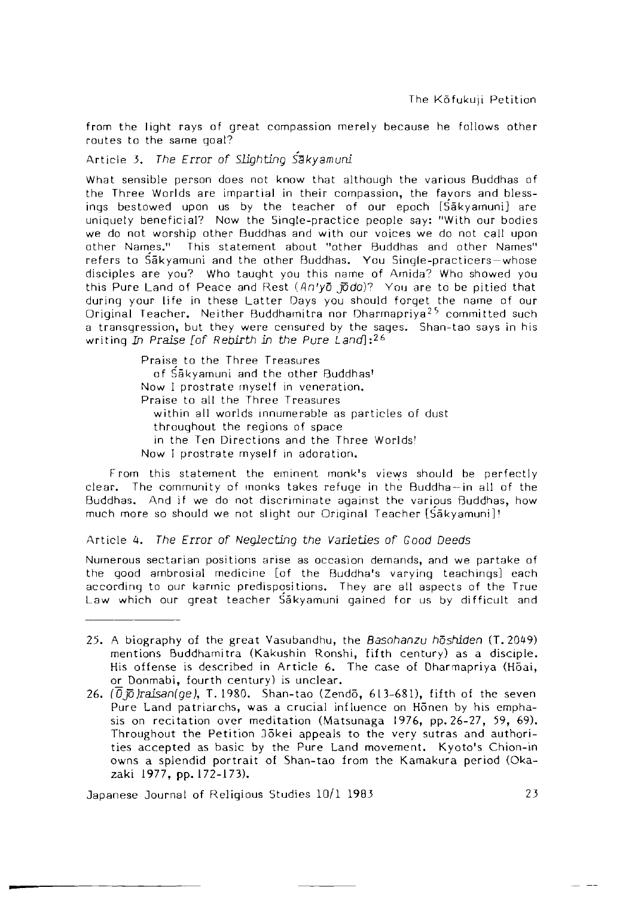from the light rays of great compassion merely because he follows other routes to the same goal?

### Article 3. *The Error of Slighting Śākyamuni*

What sensible person does not know that although the various Buddhas of the Three Worlds are impartial in their compassion, the favors and blessings bestowed upon us by the teacher of our epoch [Śākyamuni] are uniquely beneficial? Now the Single-practice people say: "With our bodies we do not worship other Buddhas and with our voices we do not call upon other Names." This statement about "other Buddhas and other Names" refers to Śākyamuni and the other Buddhas. You Single-practicers—whose disciples are you? Who taught you this name of Amida? Who showed you this Pure Land of Peace and Rest (*An'yō jōdo*)? You are to be pitied that during your life in these Latter Days you should forget the name of our Original Teacher. Neither Buddhamitra nor Dharmapriya[25] committed such a transgression, but they were censured by the sages. Shan-tao says in his writing *In Praise [of Rebirth in the Pure Land]*:[26]

> Praise to the Three Treasures
> of Śākyamuni and the other Buddhas!
> Now I prostrate myself in veneration.
> Praise to all the Three Treasures
> within all worlds innumerable as particles of dust
> throughout the regions of space
> in the Ten Directions and the Three Worlds!
> Now I prostrate myself in adoration.

From this statement the eminent monk's views should be perfectly clear. The community of monks takes refuge in the Buddha—in all of the Buddhas. And if we do not discriminate against the various Buddhas, how much more so should we not slight our Original Teacher [Śākyamuni]!

### Article 4. *The Error of Neglecting the Varieties of Good Deeds*

Numerous sectarian positions arise as occasion demands, and we partake of the good ambrosial medicine [of the Buddha's varying teachings] each according to our karmic predispositions. They are all aspects of the True Law which our great teacher Śākyamuni gained for us by difficult and

---

25. A biography of the great Vasubandhu, the *Basohanzu hōshiden* (T. 2049) mentions Buddhamitra (Kakushin Ronshi, fifth century) as a disciple. His offense is described in Article 6. The case of Dharmapriya (Hōai, or Donmabi, fourth century) is unclear.

26. *(Ōjō)raisan(ge)*, T. 1980. Shan-tao (Zendō, 613-681), fifth of the seven Pure Land patriarchs, was a crucial influence on Hōnen by his emphasis on recitation over meditation (Matsunaga 1976, pp. 26-27, 59, 69). Throughout the Petition Jōkei appeals to the very sutras and authorities accepted as basic by the Pure Land movement. Kyoto's Chion-in owns a splendid portrait of Shan-tao from the Kamakura period (Okazaki 1977, pp. 172-173).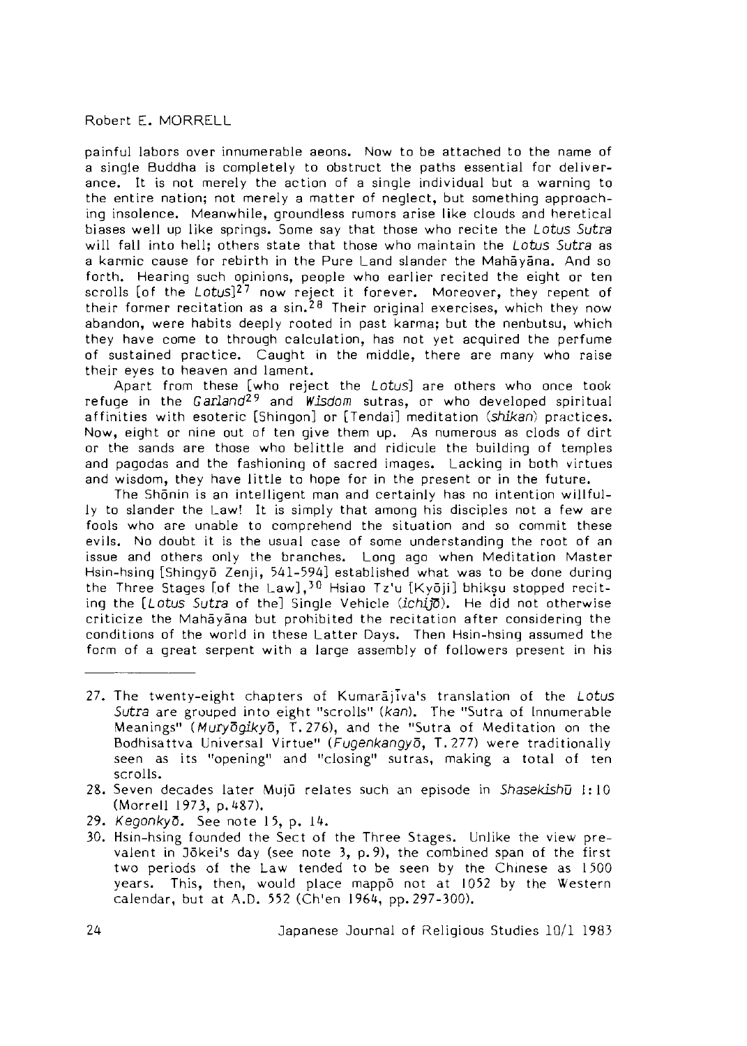painful labors over innumerable aeons. Now to be attached to the name of a single Buddha is completely to obstruct the paths essential for deliverance. It is not merely the action of a single individual but a warning to the entire nation; not merely a matter of neglect, but something approaching insolence. Meanwhile, groundless rumors arise like clouds and heretical biases well up like springs. Some say that those who recite the *Lotus Sutra* will fall into hell; others state that those who maintain the *Lotus Sutra* as a karmic cause for rebirth in the Pure Land slander the Mahāyāna. And so forth. Hearing such opinions, people who earlier recited the eight or ten scrolls [of the *Lotus*][27] now reject it forever. Moreover, they repent of their former recitation as a sin.[28] Their original exercises, which they now abandon, were habits deeply rooted in past karma; but the nenbutsu, which they have come to through calculation, has not yet acquired the perfume of sustained practice. Caught in the middle, there are many who raise their eyes to heaven and lament.

Apart from these [who reject the *Lotus*] are others who once took refuge in the *Garland*[29] and *Wisdom* sutras, or who developed spiritual affinities with esoteric [Shingon] or [Tendai] meditation (*shikan*) practices. Now, eight or nine out of ten give them up. As numerous as clods of dirt or the sands are those who belittle and ridicule the building of temples and pagodas and the fashioning of sacred images. Lacking in both virtues and wisdom, they have little to hope for in the present or in the future.

The Shōnin is an intelligent man and certainly has no intention willfully to slander the Law! It is simply that among his disciples not a few are fools who are unable to comprehend the situation and so commit these evils. No doubt it is the usual case of some understanding the root of an issue and others only the branches. Long ago when Meditation Master Hsin-hsing [Shingyō Zenji, 541-594] established what was to be done during the Three Stages [of the Law],[30] Hsiao Tz'u [Kyōji] bhikṣu stopped reciting the [*Lotus Sutra* of the] Single Vehicle (*ichijō*). He did not otherwise criticize the Mahāyāna but prohibited the recitation after considering the conditions of the world in these Latter Days. Then Hsin-hsing assumed the form of a great serpent with a large assembly of followers present in his

---

27. The twenty-eight chapters of Kumārajīva's translation of the *Lotus Sutra* are grouped into eight "scrolls" (*kan*). The "Sutra of Innumerable Meanings" (*Muryōgikyō*, T. 276), and the "Sutra of Meditation on the Bodhisattva Universal Virtue" (*Fugenkangyō*, T. 277) were traditionally seen as its "opening" and "closing" sutras, making a total of ten scrolls.
28. Seven decades later Mujū relates such an episode in *Shasekishū* 1:10 (Morrell 1973, p. 487).
29. *Kegonkyō*. See note 15, p. 14.
30. Hsin-hsing founded the Sect of the Three Stages. Unlike the view prevalent in Jōkei's day (see note 3, p. 9), the combined span of the first two periods of the Law tended to be seen by the Chinese as 1500 years. This, then, would place mappō not at 1052 by the Western calendar, but at A.D. 552 (Ch'en 1964, pp. 297-300).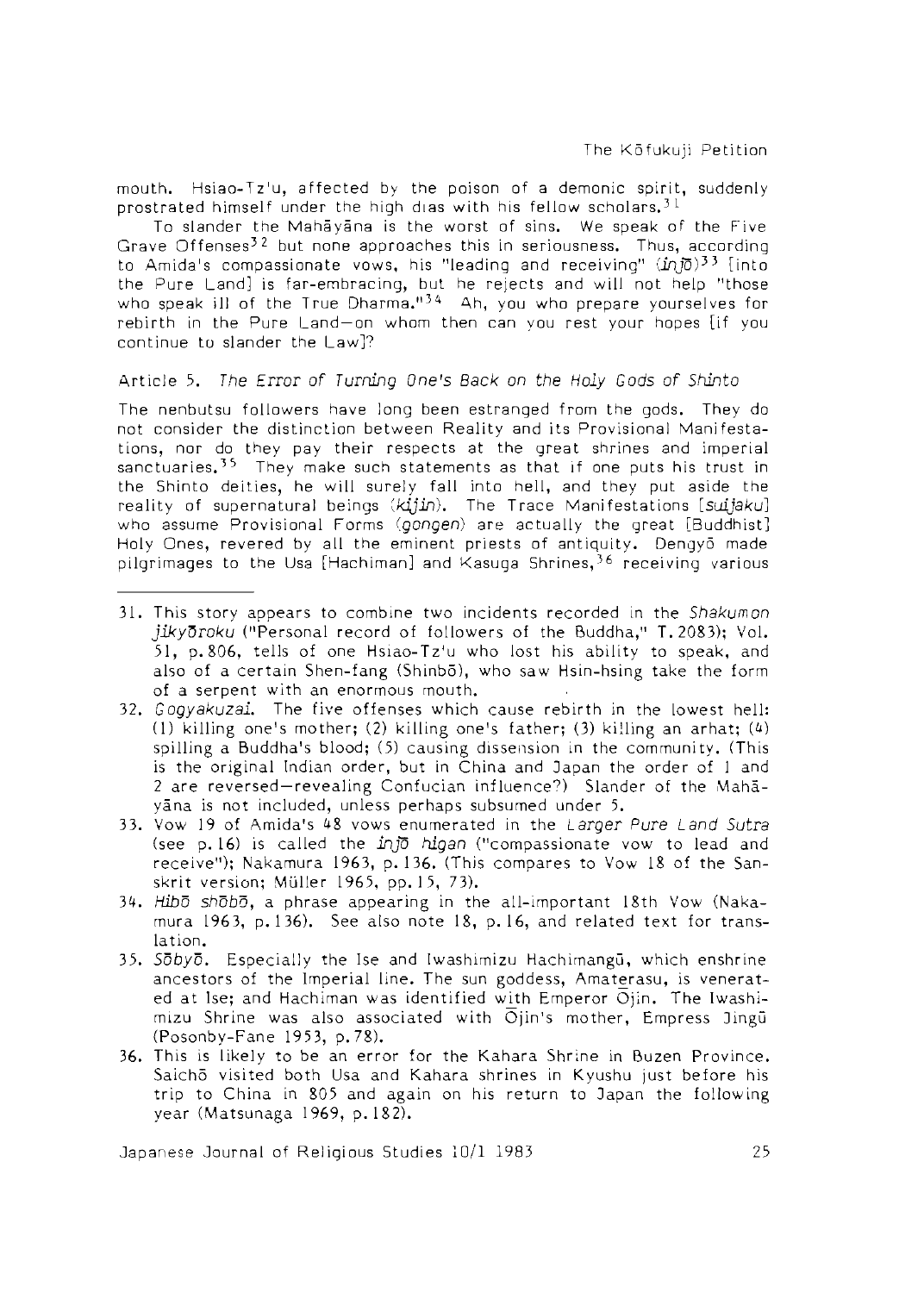mouth. Hsiao-Tz'u, affected by the poison of a demonic spirit, suddenly prostrated himself under the high dias with his fellow scholars.[31]

To slander the Mahāyāna is the worst of sins. We speak of the Five Grave Offenses[32] but none approaches this in seriousness. Thus, according to Amida's compassionate vows, his "leading and receiving" (*injō*)[33] [into the Pure Land] is far-embracing, but he rejects and will not help "those who speak ill of the True Dharma."[34] Ah, you who prepare yourselves for rebirth in the Pure Land—on whom then can you rest your hopes [if you continue to slander the Law]?

### Article 5. *The Error of Turning One's Back on the Holy Gods of Shinto*

The nenbutsu followers have long been estranged from the gods. They do not consider the distinction between Reality and its Provisional Manifestations, nor do they pay their respects at the great shrines and imperial sanctuaries.[35] They make such statements as that if one puts his trust in the Shinto deities, he will surely fall into hell, and they put aside the reality of supernatural beings (*kijin*). The Trace Manifestations [*suijaku*] who assume Provisional Forms (*gongen*) are actually the great [Buddhist] Holy Ones, revered by all the eminent priests of antiquity. Dengyō made pilgrimages to the Usa [Hachiman] and Kasuga Shrines,[36] receiving various

---

31. This story appears to combine two incidents recorded in the *Shakumon jikyōroku* ("Personal record of followers of the Buddha," T.2083); Vol. 51, p.806, tells of one Hsiao-Tz'u who lost his ability to speak, and also of a certain Shen-fang (Shinbō), who saw Hsin-hsing take the form of a serpent with an enormous mouth.
32. *Gogyakuzai*. The five offenses which cause rebirth in the lowest hell: (1) killing one's mother; (2) killing one's father; (3) killing an arhat; (4) spilling a Buddha's blood; (5) causing dissension in the community. (This is the original Indian order, but in China and Japan the order of 1 and 2 are reversed—revealing Confucian influence?) Slander of the Mahāyāna is not included, unless perhaps subsumed under 5.
33. Vow 19 of Amida's 48 vows enumerated in the *Larger Pure Land Sutra* (see p.16) is called the *injō higan* ("compassionate vow to lead and receive"); Nakamura 1963, p.136. (This compares to Vow 18 of the Sanskrit version; Müller 1965, pp.15, 73).
34. *Hibō shōbō*, a phrase appearing in the all-important 18th Vow (Nakamura 1963, p.136). See also note 18, p.16, and related text for translation.
35. *Sōbyō*. Especially the Ise and Iwashimizu Hachimangū, which enshrine ancestors of the Imperial line. The sun goddess, Amaterasu, is venerated at Ise; and Hachiman was identified with Emperor Ōjin. The Iwashimizu Shrine was also associated with Ōjin's mother, Empress Jingū (Posonby-Fane 1953, p.78).
36. This is likely to be an error for the Kahara Shrine in Buzen Province. Saichō visited both Usa and Kahara shrines in Kyushu just before his trip to China in 805 and again on his return to Japan the following year (Matsunaga 1969, p.182).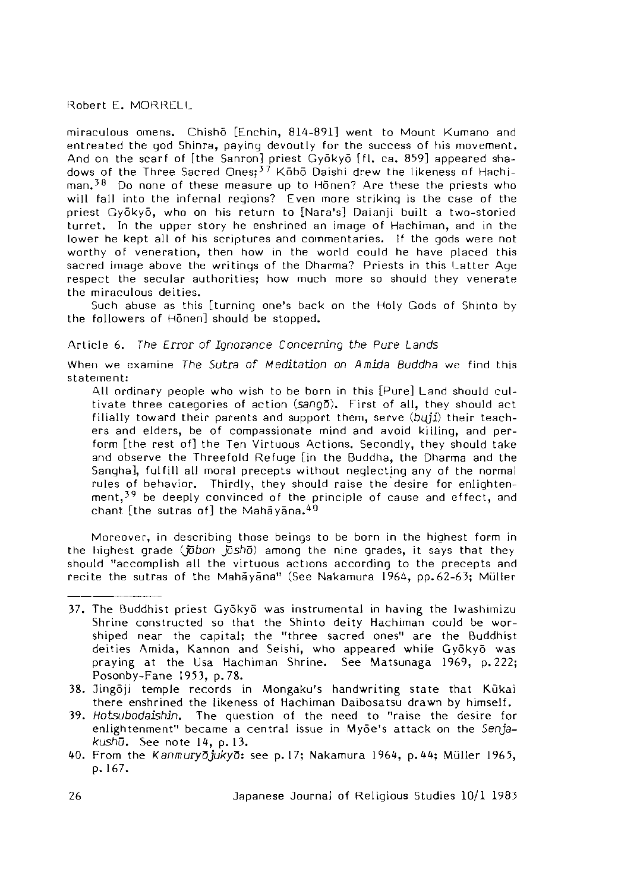miraculous omens. Chishō [Enchin, 814-891] went to Mount Kumano and entreated the god Shinra, paying devoutly for the success of his movement. And on the scarf of [the Sanron] priest Gyōkyō [fl. ca. 859] appeared shadows of the Three Sacred Ones;[37] Kōbō Daishi drew the likeness of Hachiman.[38] Do none of these measure up to Hōnen? Are these the priests who will fall into the infernal regions? Even more striking is the case of the priest Gyōkyō, who on his return to [Nara's] Daianji built a two-storied turret. In the upper story he enshrined an image of Hachiman, and in the lower he kept all of his scriptures and commentaries. If the gods were not worthy of veneration, then how in the world could he have placed this sacred image above the writings of the Dharma? Priests in this Latter Age respect the secular authorities; how much more so should they venerate the miraculous deities.

Such abuse as this [turning one's back on the Holy Gods of Shinto by the followers of Hōnen] should be stopped.

### Article 6. *The Error of Ignorance Concerning the Pure Lands*

When we examine *The Sutra of Meditation on Amida Buddha* we find this statement:

> All ordinary people who wish to be born in this [Pure] Land should cultivate three categories of action (*sangō*). First of all, they should act filially toward their parents and support them, serve (*buji*) their teachers and elders, be of compassionate mind and avoid killing, and perform [the rest of] the Ten Virtuous Actions. Secondly, they should take and observe the Threefold Refuge [in the Buddha, the Dharma and the Sangha], fulfill all moral precepts without neglecting any of the normal rules of behavior. Thirdly, they should raise the desire for enlightenment,[39] be deeply convinced of the principle of cause and effect, and chant [the sutras of] the Mahāyāna.[40]

Moreover, in describing those beings to be born in the highest form in the highest grade (*jōbon jōshō*) among the nine grades, it says that they should "accomplish all the virtuous actions according to the precepts and recite the sutras of the Mahāyāna" (See Nakamura 1964, pp.62-63; Müller

---

37. The Buddhist priest Gyōkyō was instrumental in having the Iwashimizu Shrine constructed so that the Shinto deity Hachiman could be worshiped near the capital; the "three sacred ones" are the Buddhist deities Amida, Kannon and Seishi, who appeared while Gyōkyō was praying at the Usa Hachiman Shrine. See Matsunaga 1969, p.222; Posonby-Fane 1953, p.78.
38. Jingōji temple records in Mongaku's handwriting state that Kūkai there enshrined the likeness of Hachiman Daibosatsu drawn by himself.
39. *Hotsubodaishin*. The question of the need to "raise the desire for enlightenment" became a central issue in Myōe's attack on the *Senjakushū*. See note 14, p.13.
40. From the *Kanmuryōjukyō*: see p.17; Nakamura 1964, p.44; Müller 1965, p.167.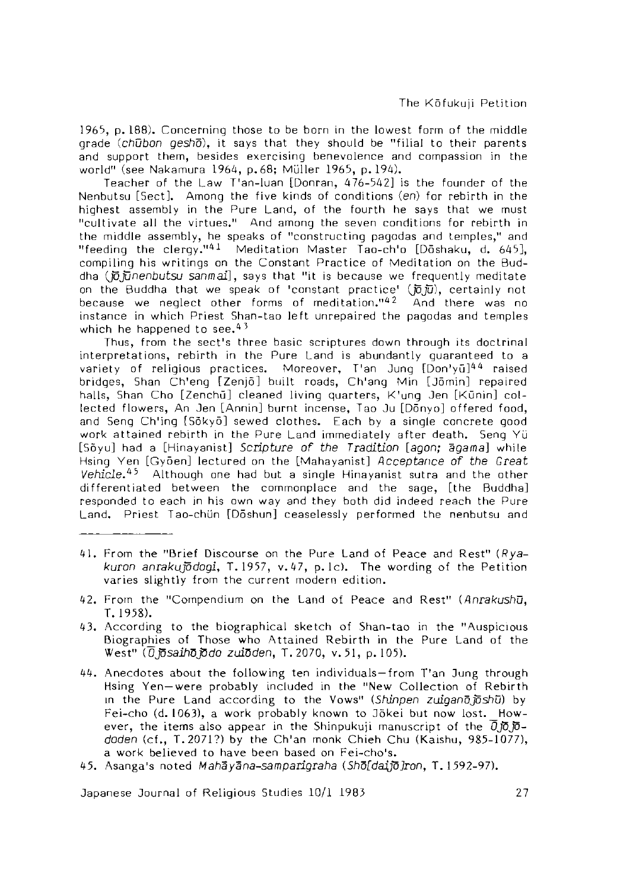1965, p. 188). Concerning those to be born in the lowest form of the middle grade (*chūbon geshō*), it says that they should be "filial to their parents and support them, besides exercising benevolence and compassion in the world" (see Nakamura 1964, p. 68; Müller 1965, p. 194).

Teacher of the Law T'an-luan [Donran, 476-542] is the founder of the Nenbutsu [Sect]. Among the five kinds of conditions (*en*) for rebirth in the highest assembly in the Pure Land, of the fourth he says that we must "cultivate all the virtues." And among the seven conditions for rebirth in the middle assembly, he speaks of "constructing pagodas and temples," and "feeding the clergy."[41] Meditation Master Tao-ch'o [Dōshaku, d. 645], compiling his writings on the Constant Practice of Meditation on the Buddha (*jōjūnenbutsu sanmai*), says that "it is because we frequently meditate on the Buddha that we speak of 'constant practice' (*jōjū*), certainly not because we neglect other forms of meditation."[42] And there was no instance in which Priest Shan-tao left unrepaired the pagodas and temples which he happened to see.[43]

Thus, from the sect's three basic scriptures down through its doctrinal interpretations, rebirth in the Pure Land is abundantly guaranteed to a variety of religious practices. Moreover, T'an Jung [Don'yū][44] raised bridges, Shan Ch'eng [Zenjō] built roads, Ch'ang Min [Jōmin] repaired halls, Shan Cho [Zenchū] cleaned living quarters, K'ung Jen [Kūnin] collected flowers, An Jen [Annin] burnt incense, Tao Ju [Dōnyo] offered food, and Seng Ch'ing [Sōkyō] sewed clothes. Each by a single concrete good work attained rebirth in the Pure Land immediately after death. Seng Yü [Sōyu] had a [Hinayanist] *Scripture of the Tradition* [*agon; āgama*] while Hsing Yen [Gyōen] lectured on the [Mahayanist] *Acceptance of the Great Vehicle*.[45] Although one had but a single Hinayanist sutra and the other differentiated between the commonplace and the sage, [the Buddha] responded to each in his own way and they both did indeed reach the Pure Land. Priest Tao-chün [Dōshun] ceaselessly performed the nenbutsu and

---

41. From the "Brief Discourse on the Pure Land of Peace and Rest" (*Ryakuron anrakujōdogi*, T. 1957, v. 47, p. 1c). The wording of the Petition varies slightly from the current modern edition.

42. From the "Compendium on the Land of Peace and Rest" (*Anrakushū*, T. 1958).

43. According to the biographical sketch of Shan-tao in the "Auspicious Biographies of Those who Attained Rebirth in the Pure Land of the West" (*Ōjōsaihōjōdo zuiōden*, T. 2070, v. 51, p. 105).

44. Anecdotes about the following ten individuals—from T'an Jung through Hsing Yen—were probably included in the "New Collection of Rebirth in the Pure Land according to the Vows" (*Shinpen zuiganōjōshū*) by Fei-cho (d. 1063), a work probably known to Jōkei but now lost. However, the items also appear in the Shinpukuji manuscript of the *Ōjōjōdoden* (cf., T. 2071?) by the Ch'an monk Chieh Chu (Kaishu, 985-1077), a work believed to have been based on Fei-cho's.

45. Asanga's noted *Mahāyāna-samparigraha* (*Shō[daijō]ron*, T. 1592-97).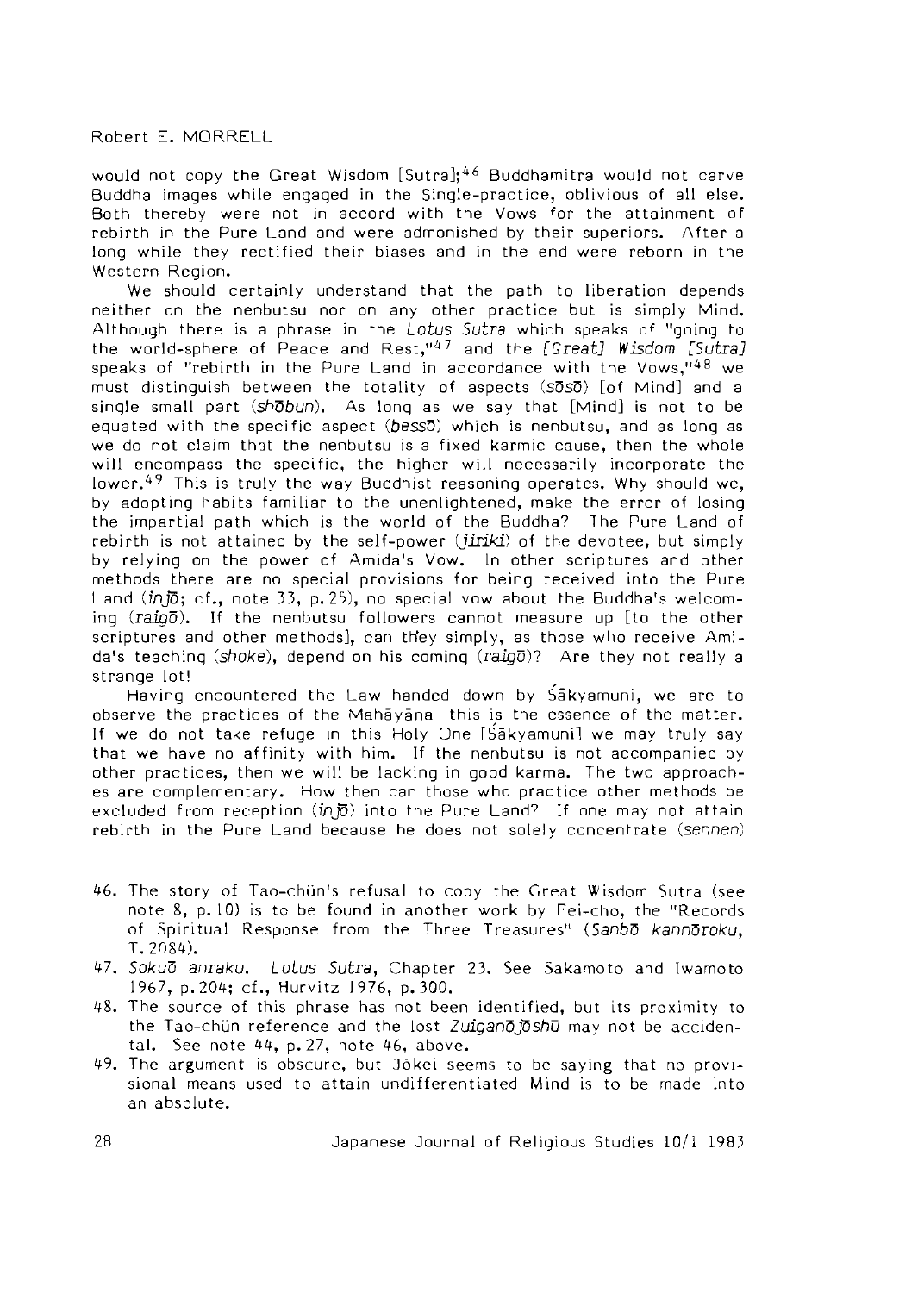would not copy the Great Wisdom [Sutra];[46] Buddhamitra would not carve Buddha images while engaged in the Single-practice, oblivious of all else. Both thereby were not in accord with the Vows for the attainment of rebirth in the Pure Land and were admonished by their superiors. After a long while they rectified their biases and in the end were reborn in the Western Region.

We should certainly understand that the path to liberation depends neither on the nenbutsu nor on any other practice but is simply Mind. Although there is a phrase in the *Lotus Sutra* which speaks of "going to the world-sphere of Peace and Rest,"[47] and the *[Great] Wisdom [Sutra]* speaks of "rebirth in the Pure Land in accordance with the Vows,"[48] we must distinguish between the totality of aspects (*sōsō*) [of Mind] and a single small part (*shōbun*). As long as we say that [Mind] is not to be equated with the specific aspect (*bessō*) which is nenbutsu, and as long as we do not claim that the nenbutsu is a fixed karmic cause, then the whole will encompass the specific, the higher will necessarily incorporate the lower.[49] This is truly the way Buddhist reasoning operates. Why should we, by adopting habits familiar to the unenlightened, make the error of losing the impartial path which is the world of the Buddha? The Pure Land of rebirth is not attained by the self-power (*jiriki*) of the devotee, but simply by relying on the power of Amida's Vow. In other scriptures and other methods there are no special provisions for being received into the Pure Land (*injō*; cf., note 33, p.25), no special vow about the Buddha's welcoming (*raigō*). If the nenbutsu followers cannot measure up [to the other scriptures and other methods], can they simply, as those who receive Amida's teaching (*shoke*), depend on his coming (*raigō*)? Are they not really a strange lot!

Having encountered the Law handed down by Śākyamuni, we are to observe the practices of the Mahāyāna—this is the essence of the matter. If we do not take refuge in this Holy One [Śākyamuni] we may truly say that we have no affinity with him. If the nenbutsu is not accompanied by other practices, then we will be lacking in good karma. The two approaches are complementary. How then can those who practice other methods be excluded from reception (*injō*) into the Pure Land? If one may not attain rebirth in the Pure Land because he does not solely concentrate (*sennen*)

---

46. The story of Tao-chün's refusal to copy the Great Wisdom Sutra (see note 8, p.10) is to be found in another work by Fei-cho, the "Records of Spiritual Response from the Three Treasures" (*Sanbō kannōroku*, T.2084).

47. *Sokuō anraku*. *Lotus Sutra*, Chapter 23. See Sakamoto and Iwamoto 1967, p.204; cf., Hurvitz 1976, p.300.

48. The source of this phrase has not been identified, but its proximity to the Tao-chün reference and the lost *Zuiganōjōshū* may not be accidental. See note 44, p.27, note 46, above.

49. The argument is obscure, but Jōkei seems to be saying that no provisional means used to attain undifferentiated Mind is to be made into an absolute.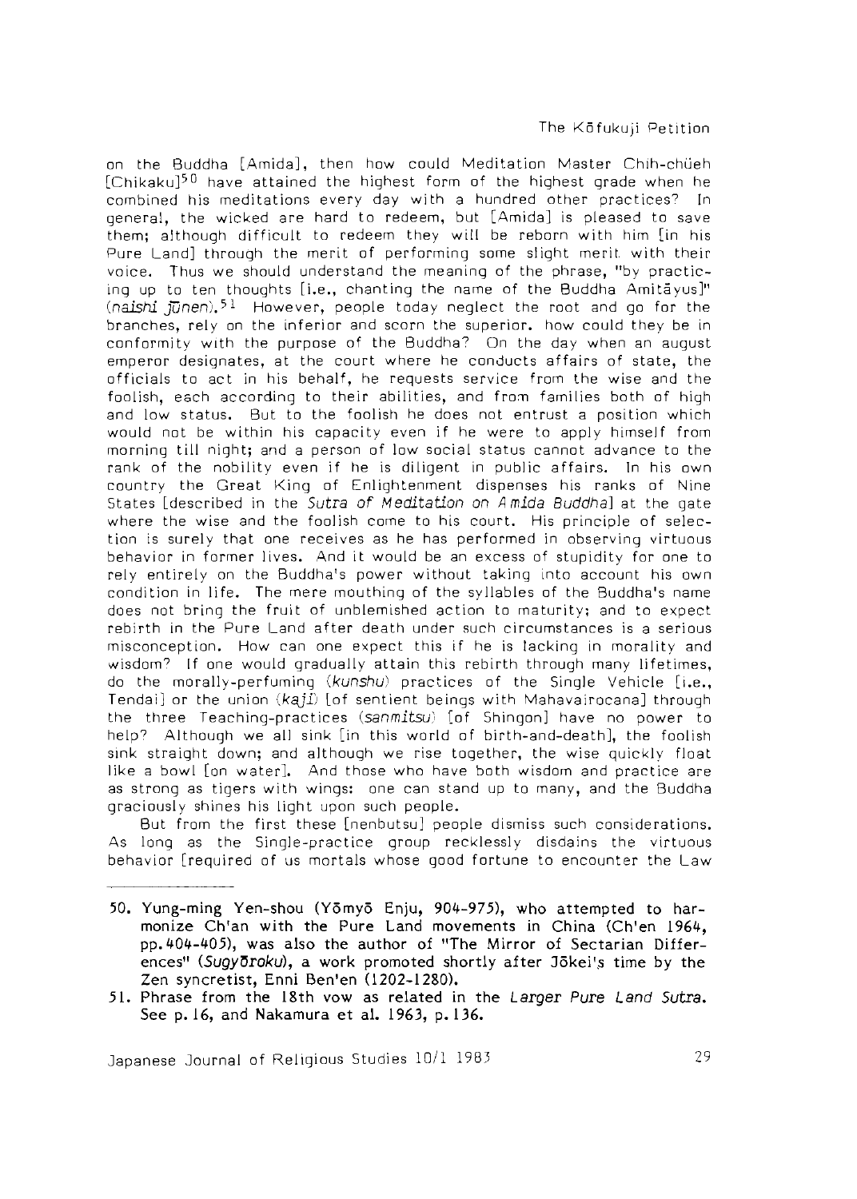on the Buddha [Amida], then how could Meditation Master Chih-chüeh [Chikaku][50] have attained the highest form of the highest grade when he combined his meditations every day with a hundred other practices? In general, the wicked are hard to redeem, but [Amida] is pleased to save them; although difficult to redeem they will be reborn with him [in his Pure Land] through the merit of performing some slight merit with their voice. Thus we should understand the meaning of the phrase, "by practicing up to ten thoughts [i.e., chanting the name of the Buddha Amitāyus]" (*naishi jūnen*).[51] However, people today neglect the root and go for the branches, rely on the inferior and scorn the superior. how could they be in conformity with the purpose of the Buddha? On the day when an august emperor designates, at the court where he conducts affairs of state, the officials to act in his behalf, he requests service from the wise and the foolish, each according to their abilities, and from families both of high and low status. But to the foolish he does not entrust a position which would not be within his capacity even if he were to apply himself from morning till night; and a person of low social status cannot advance to the rank of the nobility even if he is diligent in public affairs. In his own country the Great King of Enlightenment dispenses his ranks of Nine States [described in the *Sutra of Meditation on Amida Buddha*] at the gate where the wise and the foolish come to his court. His principle of selection is surely that one receives as he has performed in observing virtuous behavior in former lives. And it would be an excess of stupidity for one to rely entirely on the Buddha's power without taking into account his own condition in life. The mere mouthing of the syllables of the Buddha's name does not bring the fruit of unblemished action to maturity; and to expect rebirth in the Pure Land after death under such circumstances is a serious misconception. How can one expect this if he is lacking in morality and wisdom? If one would gradually attain this rebirth through many lifetimes, do the morally-perfuming (*kunshu*) practices of the Single Vehicle [i.e., Tendai] or the union (*kaji*) [of sentient beings with Mahavairocana] through the three Teaching-practices (*sanmitsu*) [of Shingon] have no power to help? Although we all sink [in this world of birth-and-death], the foolish sink straight down; and although we rise together, the wise quickly float like a bowl [on water]. And those who have both wisdom and practice are as strong as tigers with wings: one can stand up to many, and the Buddha graciously shines his light upon such people.

But from the first these [nenbutsu] people dismiss such considerations. As long as the Single-practice group recklessly disdains the virtuous behavior [required of us mortals whose good fortune to encounter the Law

---

50. Yung-ming Yen-shou (Yōmyō Enju, 904-975), who attempted to harmonize Ch'an with the Pure Land movements in China (Ch'en 1964, pp.404-405), was also the author of "The Mirror of Sectarian Differences" (*Sugyōroku*), a work promoted shortly after Jōkei's time by the Zen syncretist, Enni Ben'en (1202-1280).

51. Phrase from the 18th vow as related in the *Larger Pure Land Sutra*. See p.16, and Nakamura et al. 1963, p.136.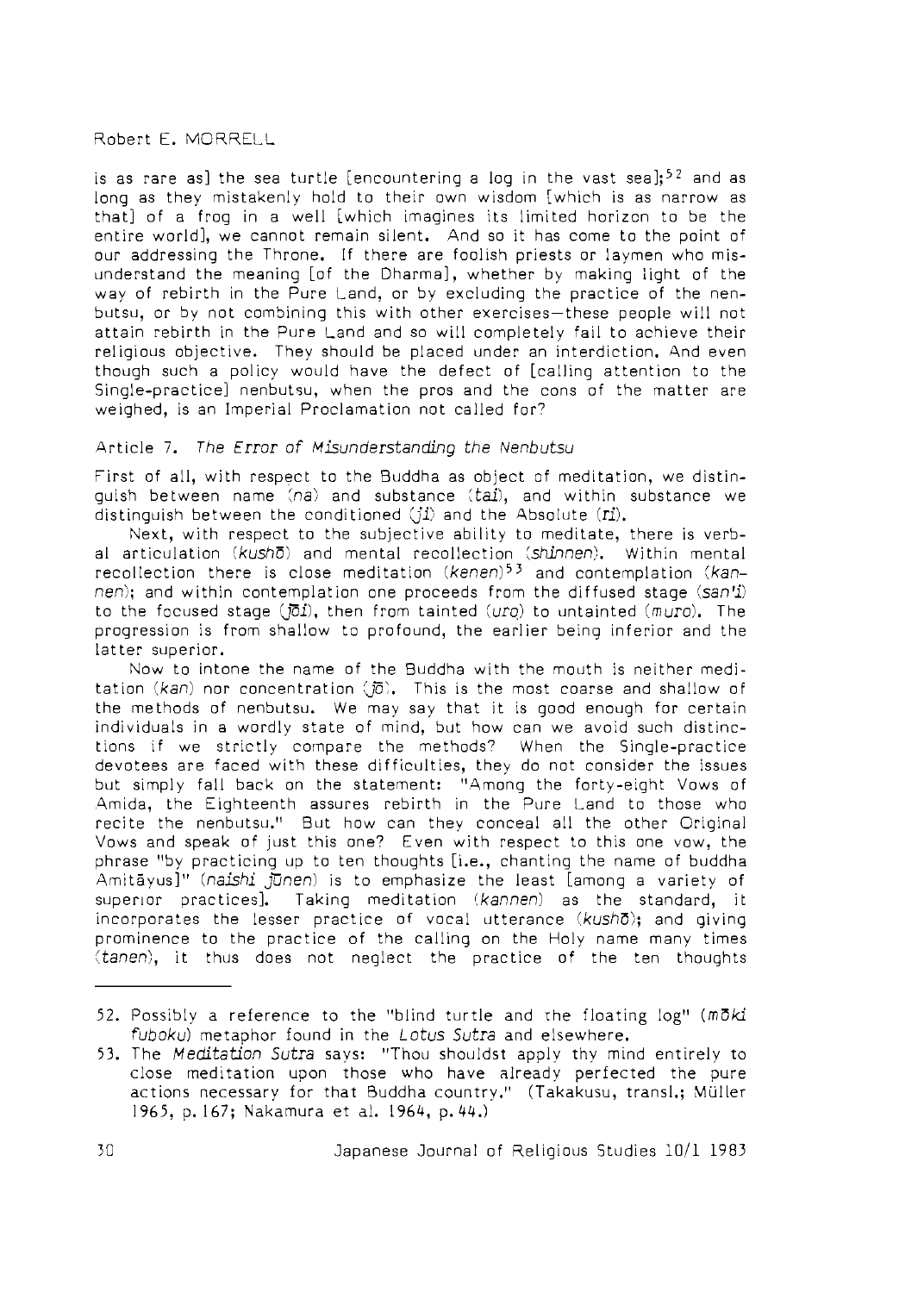is as rare as] the sea turtle [encountering a log in the vast sea];[52] and as long as they mistakenly hold to their own wisdom [which is as narrow as that] of a frog in a well [which imagines its limited horizon to be the entire world], we cannot remain silent. And so it has come to the point of our addressing the Throne. If there are foolish priests or laymen who misunderstand the meaning [of the Dharma], whether by making light of the way of rebirth in the Pure Land, or by excluding the practice of the nenbutsu, or by not combining this with other exercises—these people will not attain rebirth in the Pure Land and so will completely fail to achieve their religious objective. They should be placed under an interdiction. And even though such a policy would have the defect of [calling attention to the Single-practice] nenbutsu, when the pros and the cons of the matter are weighed, is an Imperial Proclamation not called for?

### Article 7. *The Error of Misunderstanding the Nenbutsu*

First of all, with respect to the Buddha as object of meditation, we distinguish between name (*na*) and substance (*tai*), and within substance we distinguish between the conditioned (*ji*) and the Absolute (*ri*).

Next, with respect to the subjective ability to meditate, there is verbal articulation (*kushō*) and mental recollection (*shinnen*). Within mental recollection there is close meditation (*kenen*)[53] and contemplation (*kannen*); and within contemplation one proceeds from the diffused stage (*san'i*) to the focused stage (*jōi*), then from tainted (*uro*) to untainted (*muro*). The progression is from shallow to profound, the earlier being inferior and the latter superior.

Now to intone the name of the Buddha with the mouth is neither meditation (*kan*) nor concentration (*jō*). This is the most coarse and shallow of the methods of nenbutsu. We may say that it is good enough for certain individuals in a wordly state of mind, but how can we avoid such distinctions if we strictly compare the methods? When the Single-practice devotees are faced with these difficulties, they do not consider the issues but simply fall back on the statement: "Among the forty-eight Vows of Amida, the Eighteenth assures rebirth in the Pure Land to those who recite the nenbutsu." But how can they conceal all the other Original Vows and speak of just this one? Even with respect to this one vow, the phrase "by practicing up to ten thoughts [i.e., chanting the name of buddha Amitāyus]" (*naishi jūnen*) is to emphasize the least [among a variety of superior practices]. Taking meditation (*kannen*) as the standard, it incorporates the lesser practice of vocal utterance (*kushō*); and giving prominence to the practice of the calling on the Holy name many times (*tanen*), it thus does not neglect the practice of the ten thoughts

---

52. Possibly a reference to the "blind turtle and the floating log" (*mōki fuboku*) metaphor found in the *Lotus Sutra* and elsewhere.

53. The *Meditation Sutra* says: "Thou shouldst apply thy mind entirely to close meditation upon those who have already perfected the pure actions necessary for that Buddha country." (Takakusu, transl.; Müller 1965, p. 167; Nakamura et al. 1964, p. 44.)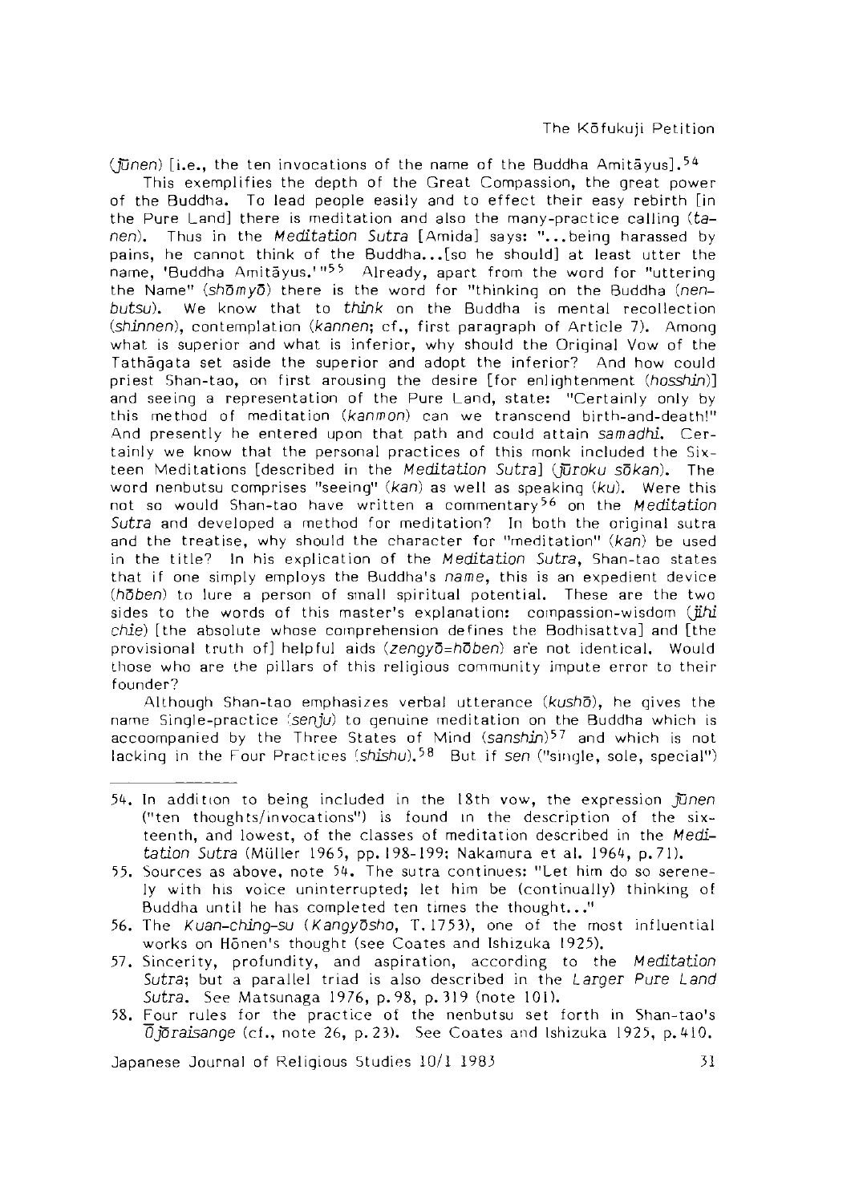(*jūnen*) [i.e., the ten invocations of the name of the Buddha Amitāyus].[54]

This exemplifies the depth of the Great Compassion, the great power of the Buddha. To lead people easily and to effect their easy rebirth [in the Pure Land] there is meditation and also the many-practice calling (*tanen*). Thus in the *Meditation Sutra* [Amida] says: "...being harassed by pains, he cannot think of the Buddha...[so he should] at least utter the name, 'Buddha Amitāyus.'"[55] Already, apart from the word for "uttering the Name" (*shōmyō*) there is the word for "thinking on the Buddha (*nenbutsu*). We know that to *think* on the Buddha is mental recollection (*shinnen*), contemplation (*kannen*; cf., first paragraph of Article 7). Among what is superior and what is inferior, why should the Original Vow of the Tathāgata set aside the superior and adopt the inferior? And how could priest Shan-tao, on first arousing the desire [for enlightenment (*hosshin*)] and seeing a representation of the Pure Land, state: "Certainly only by this method of meditation (*kanmon*) can we transcend birth-and-death!" And presently he entered upon that path and could attain *samadhi*. Certainly we know that the personal practices of this monk included the Sixteen Meditations [described in the *Meditation Sutra*] (*jūroku sōkan*). The word nenbutsu comprises "seeing" (*kan*) as well as speaking (*ku*). Were this not so would Shan-tao have written a commentary[56] on the *Meditation Sutra* and developed a method for meditation? In both the original sutra and the treatise, why should the character for "meditation" (*kan*) be used in the title? In his explication of the *Meditation Sutra*, Shan-tao states that if one simply employs the Buddha's *name*, this is an expedient device (*hōben*) to lure a person of small spiritual potential. These are the two sides to the words of this master's explanation: compassion-wisdom (*jihi chie*) [the absolute whose comprehension defines the Bodhisattva] and [the provisional truth of] helpful aids (*zengyō=hōben*) are not identical. Would those who are the pillars of this religious community impute error to their founder?

Although Shan-tao emphasizes verbal utterance (*kushō*), he gives the name Single-practice (*senju*) to genuine meditation on the Buddha which is accoompanied by the Three States of Mind (*sanshin*)[57] and which is not lacking in the Four Practices (*shishu*).[58] But if *sen* ("single, sole, special")

---

54. In addition to being included in the 18th vow, the expression *jūnen* ("ten thoughts/invocations") is found in the description of the sixteenth, and lowest, of the classes of meditation described in the *Meditation Sutra* (Müller 1965, pp. 198-199; Nakamura et al. 1964, p. 71).
55. Sources as above, note 54. The sutra continues: "Let him do so serenely with his voice uninterrupted; let him be (continually) thinking of Buddha until he has completed ten times the thought..."
56. The *Kuan-ching-su* (*Kangyōsho*, T. 1753), one of the most influential works on Hōnen's thought (see Coates and Ishizuka 1925).
57. Sincerity, profundity, and aspiration, according to the *Meditation Sutra*; but a parallel triad is also described in the *Larger Pure Land Sutra*. See Matsunaga 1976, p. 98, p. 319 (note 101).
58. Four rules for the practice of the nenbutsu set forth in Shan-tao's *Ōjōraisange* (cf., note 26, p. 23). See Coates and Ishizuka 1925, p. 410.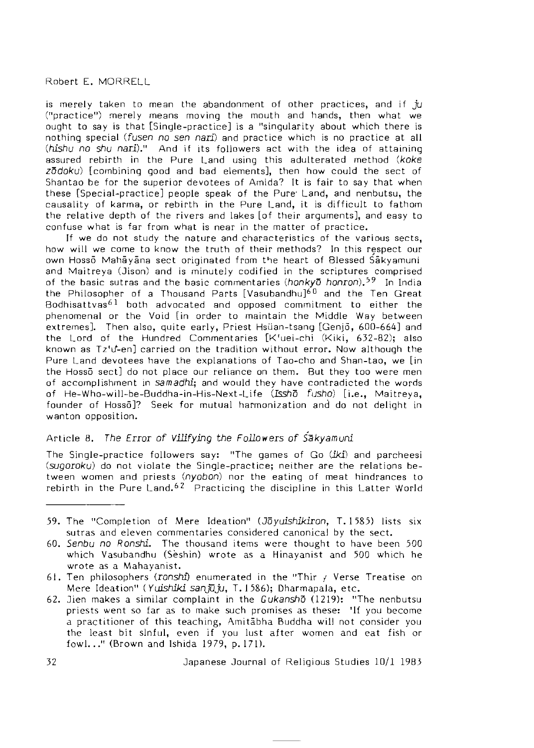is merely taken to mean the abandonment of other practices, and if *ju* ("practice") merely means moving the mouth and hands, then what we ought to say is that [Single-practice] is a "singularity about which there is nothing special (*fusen no sen nari*) and practice which is no practice at all (*hishu no shu nari*)." And if its followers act with the idea of attaining assured rebirth in the Pure Land using this adulterated method (*koke zōdoku*) [combining good and bad elements], then how could the sect of Shantao be for the superior devotees of Amida? It is fair to say that when these [Special-practice] people speak of the Pure Land, and nenbutsu, the causality of karma, or rebirth in the Pure Land, it is difficult to fathom the relative depth of the rivers and lakes [of their arguments], and easy to confuse what is far from what is near in the matter of practice.

If we do not study the nature and characteristics of the various sects, how will we come to know the truth of their methods? In this respect our own Hossō Mahāyāna sect originated from the heart of Blessed Śākyamuni and Maitreya (Jison) and is minutely codified in the scriptures comprised of the basic sutras and the basic commentaries (*honkyō honron*).[59] In India the Philosopher of a Thousand Parts [Vasubandhu][60] and the Ten Great Bodhisattvas[61] both advocated and opposed commitment to either the phenomenal or the Void [in order to maintain the Middle Way between extremes]. Then also, quite early, Priest Hsüan-tsang [Genjō, 600-664] and the Lord of the Hundred Commentaries [K'uei-chi (Kiki, 632-82); also known as Tz'ŭ-en] carried on the tradition without error. Now although the Pure Land devotees have the explanations of Tao-cho and Shan-tao, we [in the Hossō sect] do not place our reliance on them. But they too were men of accomplishment in *samadhi*; and would they have contradicted the words of He-Who-will-be-Buddha-in-His-Next-Life (*Isshō fusho*) [i.e., Maitreya, founder of Hossō]? Seek for mutual harmonization and do not delight in wanton opposition.

### Article 8. *The Error of Vilifying the Followers of Śākyamuni*

The Single-practice followers say: "The games of Go (*iki*) and parcheesi (*sugoroku*) do not violate the Single-practice; neither are the relations between women and priests (*nyobon*) nor the eating of meat hindrances to rebirth in the Pure Land.[62] Practicing the discipline in this Latter World

---

59. The "Completion of Mere Ideation" (*Jōyuishikiron*, T. 1585) lists six sutras and eleven commentaries considered canonical by the sect.

60. *Senbu no Ronshi*. The thousand items were thought to have been 500 which Vasubandhu (Seshin) wrote as a Hinayanist and 500 which he wrote as a Mahayanist.

61. Ten philosophers (*ronshi*) enumerated in the "Thirty Verse Treatise on Mere Ideation" (*Yuishiki sanjūju*, T. 1586); Dharmapala, etc.

62. Jien makes a similar complaint in the *Gukanshō* (1219): "The nenbutsu priests went so far as to make such promises as these: 'If you become a practitioner of this teaching, Amitābha Buddha will not consider you the least bit sinful, even if you lust after women and eat fish or fowl...'" (Brown and Ishida 1979, p. 171).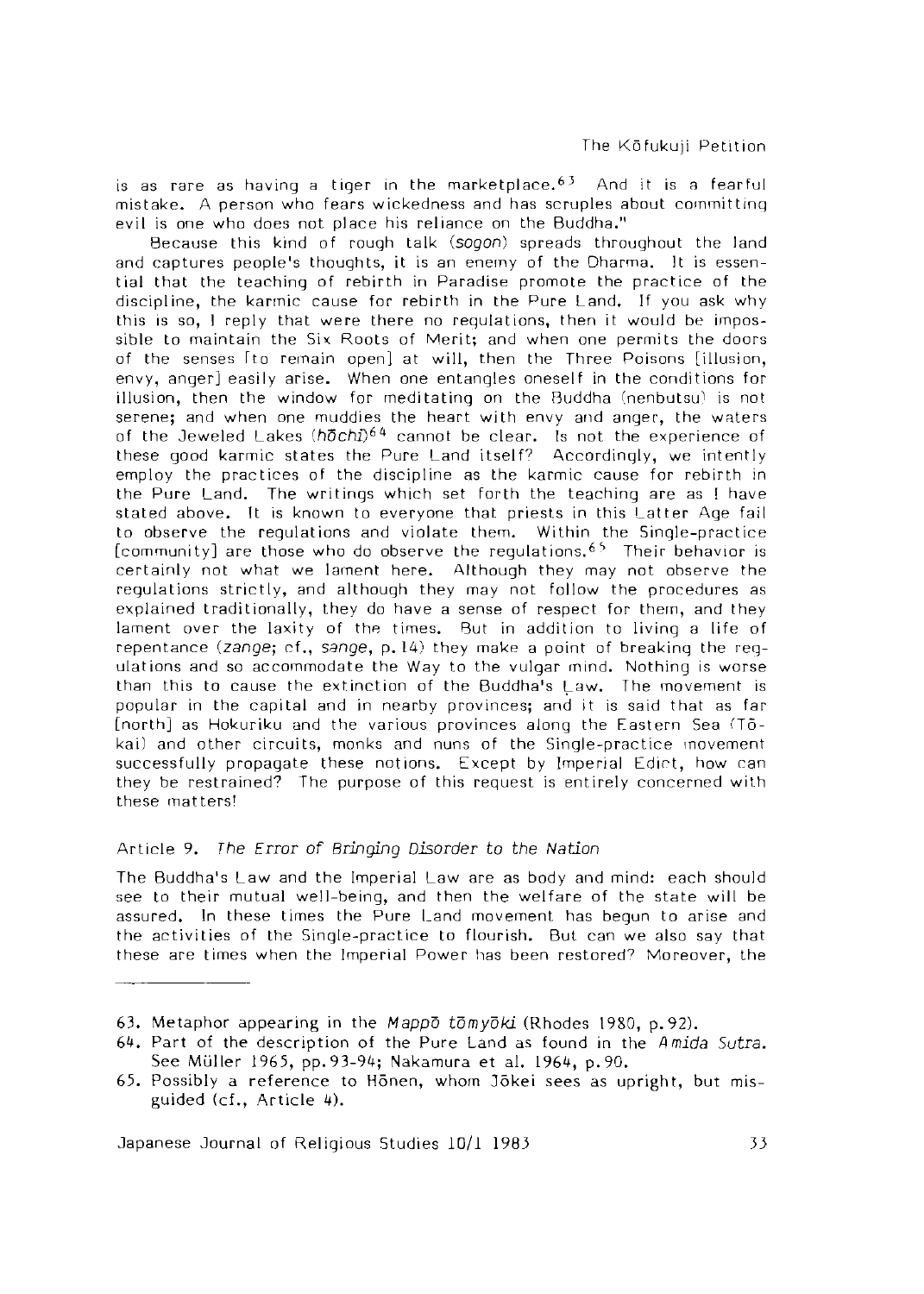is as rare as having a tiger in the marketplace.[63] And it is a fearful mistake. A person who fears wickedness and has scruples about committing evil is one who does not place his reliance on the Buddha."

Because this kind of rough talk (*sogon*) spreads throughout the land and captures people's thoughts, it is an enemy of the Dharma. It is essential that the teaching of rebirth in Paradise promote the practice of the discipline, the karmic cause for rebirth in the Pure Land. If you ask why this is so, I reply that were there no regulations, then it would be impossible to maintain the Six Roots of Merit; and when one permits the doors of the senses [to remain open] at will, then the Three Poisons [illusion, envy, anger] easily arise. When one entangles oneself in the conditions for illusion, then the window for meditating on the Buddha (nenbutsu) is not serene; and when one muddies the heart with envy and anger, the waters of the Jeweled Lakes (*hōchi*)[64] cannot be clear. Is not the experience of these good karmic states the Pure Land itself? Accordingly, we intently employ the practices of the discipline as the karmic cause for rebirth in the Pure Land. The writings which set forth the teaching are as I have stated above. It is known to everyone that priests in this Latter Age fail to observe the regulations and violate them. Within the Single-practice [community] are those who do observe the regulations.[65] Their behavior is certainly not what we lament here. Although they may not observe the regulations strictly, and although they may not follow the procedures as explained traditionally, they do have a sense of respect for them, and they lament over the laxity of the times. But in addition to living a life of repentance (*zange*; cf., *sange*, p. 14) they make a point of breaking the regulations and so accommodate the Way to the vulgar mind. Nothing is worse than this to cause the extinction of the Buddha's Law. The movement is popular in the capital and in nearby provinces; and it is said that as far [north] as Hokuriku and the various provinces along the Eastern Sea (Tōkai) and other circuits, monks and nuns of the Single-practice movement successfully propagate these notions. Except by Imperial Edict, how can they be restrained? The purpose of this request is entirely concerned with these matters!

### Article 9. *The Error of Bringing Disorder to the Nation*

The Buddha's Law and the Imperial Law are as body and mind: each should see to their mutual well-being, and then the welfare of the state will be assured. In these times the Pure Land movement has begun to arise and the activities of the Single-practice to flourish. But can we also say that these are times when the Imperial Power has been restored? Moreover, the

---

63. Metaphor appearing in the *Mappō tōmyōki* (Rhodes 1980, p. 92).

64. Part of the description of the Pure Land as found in the *Amida Sutra*. See Müller 1965, pp. 93-94; Nakamura et al. 1964, p. 90.

65. Possibly a reference to Hōnen, whom Jōkei sees as upright, but misguided (cf., Article 4).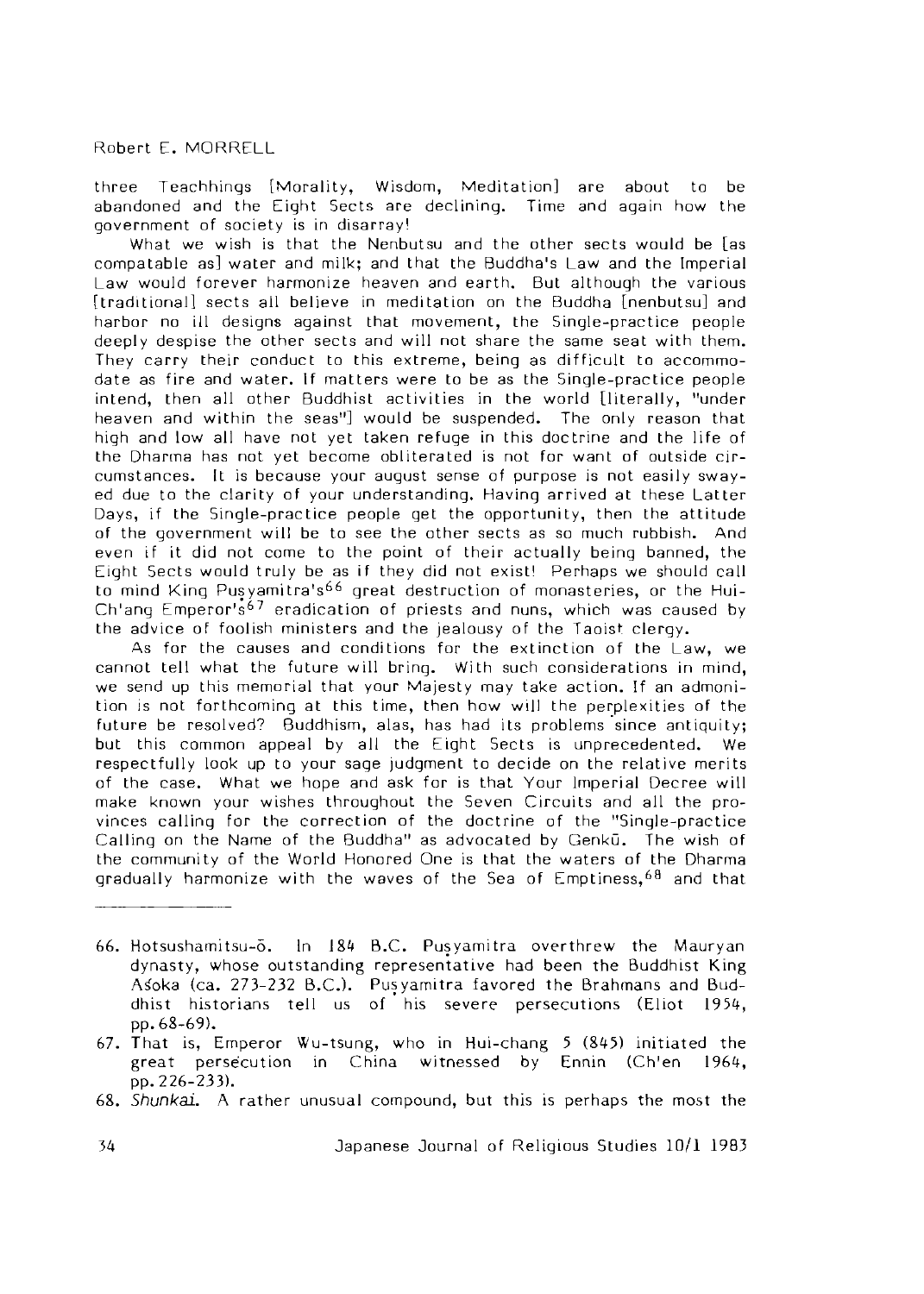three Teachhings [Morality, Wisdom, Meditation] are about to be abandoned and the Eight Sects are declining. Time and again how the government of society is in disarray!

What we wish is that the Nenbutsu and the other sects would be [as compatable as] water and milk; and that the Buddha's Law and the Imperial Law would forever harmonize heaven and earth. But although the various [traditional] sects all believe in meditation on the Buddha [nenbutsu] and harbor no ill designs against that movement, the Single-practice people deeply despise the other sects and will not share the same seat with them. They carry their conduct to this extreme, being as difficult to accommodate as fire and water. If matters were to be as the Single-practice people intend, then all other Buddhist activities in the world [literally, "under heaven and within the seas"] would be suspended. The only reason that high and low all have not yet taken refuge in this doctrine and the life of the Dharma has not yet become obliterated is not for want of outside circumstances. It is because your august sense of purpose is not easily swayed due to the clarity of your understanding. Having arrived at these Latter Days, if the Single-practice people get the opportunity, then the attitude of the government will be to see the other sects as so much rubbish. And even if it did not come to the point of their actually being banned, the Eight Sects would truly be as if they did not exist! Perhaps we should call to mind King Puṣyamitra's[66] great destruction of monasteries, or the Hui-Ch'ang Emperor's[67] eradication of priests and nuns, which was caused by the advice of foolish ministers and the jealousy of the Taoist clergy.

As for the causes and conditions for the extinction of the Law, we cannot tell what the future will bring. With such considerations in mind, we send up this memorial that your Majesty may take action. If an admonition is not forthcoming at this time, then how will the perplexities of the future be resolved? Buddhism, alas, has had its problems since antiquity; but this common appeal by all the Eight Sects is unprecedented. We respectfully look up to your sage judgment to decide on the relative merits of the case. What we hope and ask for is that Your Imperial Decree will make known your wishes throughout the Seven Circuits and all the provinces calling for the correction of the doctrine of the "Single-practice Calling on the Name of the Buddha" as advocated by Genkū. The wish of the community of the World Honored One is that the waters of the Dharma gradually harmonize with the waves of the Sea of Emptiness,[68] and that

---

66. Hotsushamitsu-ō. In 184 B.C. Puṣyamitra overthrew the Mauryan dynasty, whose outstanding representative had been the Buddhist King Aśoka (ca. 273-232 B.C.). Puṣyamitra favored the Brahmans and Buddhist historians tell us of his severe persecutions (Eliot 1954, pp. 68-69).

67. That is, Emperor Wu-tsung, who in Hui-chang 5 (845) initiated the great persecution in China witnessed by Ennin (Ch'en 1964, pp. 226-233).

68. *Shunkai*. A rather unusual compound, but this is perhaps the most the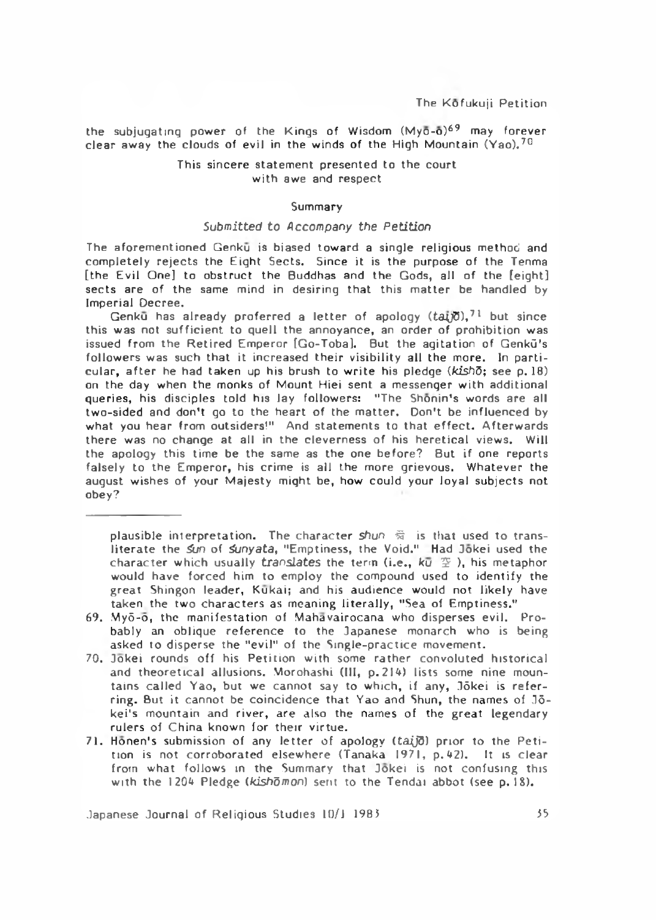the subjugating power of the Kings of Wisdom (Myō-ō)[69] may forever clear away the clouds of evil in the winds of the High Mountain (Yao).[70]

This sincere statement presented to the court
with awe and respect

### Summary

*Submitted to Accompany the Petition*

The aforementioned Genkū is biased toward a single religious method and completely rejects the Eight Sects. Since it is the purpose of the Tenma [the Evil One] to obstruct the Buddhas and the Gods, all of the [eight] sects are of the same mind in desiring that this matter be handled by Imperial Decree.

Genkū has already proferred a letter of apology (*taijō*),[71] but since this was not sufficient to quell the annoyance, an order of prohibition was issued from the Retired Emperor [Go-Toba]. But the agitation of Genkū's followers was such that it increased their visibility all the more. In particular, after he had taken up his brush to write his pledge (*kishō*; see p. 18) on the day when the monks of Mount Hiei sent a messenger with additional queries, his disciples told his lay followers: "The Shōnin's words are all two-sided and don't go to the heart of the matter. Don't be influenced by what you hear from outsiders!" And statements to that effect. Afterwards there was no change at all in the cleverness of his heretical views. Will the apology this time be the same as the one before? But if one reports falsely to the Emperor, his crime is all the more grievous. Whatever the august wishes of your Majesty might be, how could your loyal subjects not obey?

---

plausible interpretation. The character *shun* 舜 is that used to transliterate the *śun* of *śunyata*, "Emptiness, the Void." Had Jōkei used the character which usually *translates* the term (i.e., *kū* 空), his metaphor would have forced him to employ the compound used to identify the great Shingon leader, Kūkai; and his audience would not likely have taken the two characters as meaning literally, "Sea of Emptiness."

69. Myō-ō, the manifestation of Mahāvairocana who disperses evil. Probably an oblique reference to the Japanese monarch who is being asked to disperse the "evil" of the Single-practice movement.

70. Jōkei rounds off his Petition with some rather convoluted historical and theoretical allusions. Morohashi (III, p. 214) lists some nine mountains called Yao, but we cannot say to which, if any, Jōkei is referring. But it cannot be coincidence that Yao and Shun, the names of Jōkei's mountain and river, are also the names of the great legendary rulers of China known for their virtue.

71. Hōnen's submission of any letter of apology (*taijō*) prior to the Petition is not corroborated elsewhere (Tanaka 1971, p. 42). It is clear from what follows in the Summary that Jōkei is not confusing this with the 1204 Pledge (*kishōmon*) sent to the Tendai abbot (see p. 18).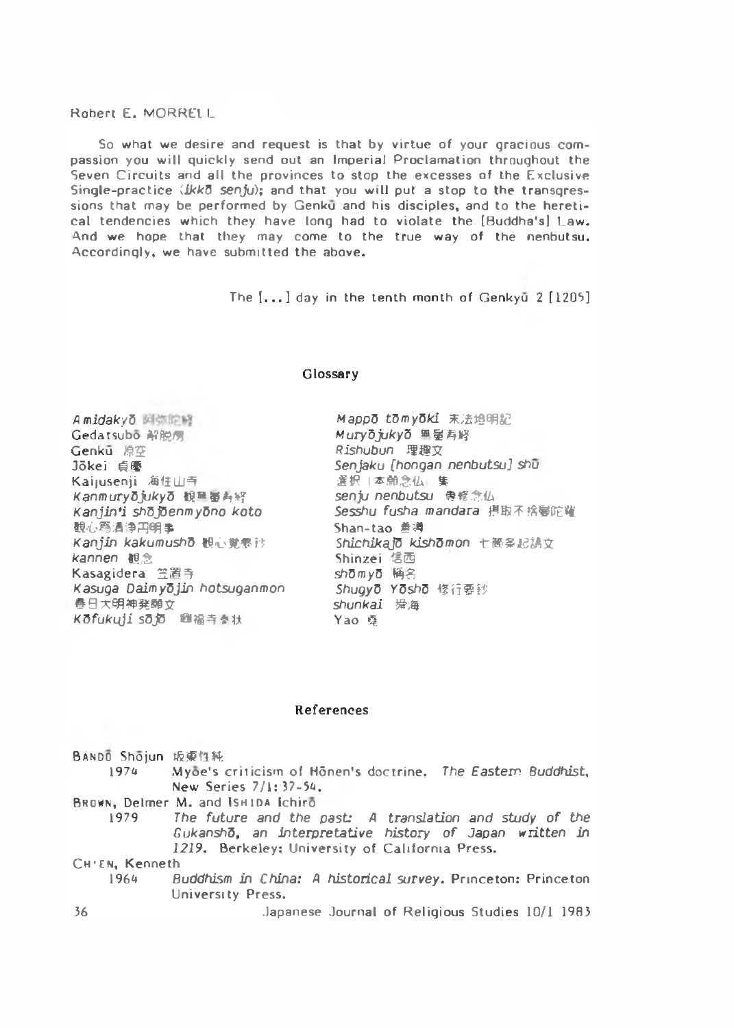So what we desire and request is that by virtue of your gracious compassion you will quickly send out an Imperial Proclamation throughout the Seven Circuits and all the provinces to stop the excesses of the Exclusive Single-practice (*ikkō senju*); and that you will put a stop to the transgressions that may be performed by Genkū and his disciples, and to the heretical tendencies which they have long had to violate the [Buddha's] Law. And we hope that they may come to the true way of the nenbutsu. Accordingly, we have submitted the above.

The [...] day in the tenth month of Genkyū 2 [1205]

## Glossary

*Amidakyō* 阿弥陀経
Gedatsubō 解脱房
Genkū 源空
Jōkei 貞慶
Kaijusenji 海住山寺
*Kanmuryōjukyō* 観無量寿経
*Kanjin'i shōjōenmyōno koto* 観心為清浄円明事
*Kanjin kakumushō* 観心覚夢抄
*kannen* 観念
Kasagidera 笠置寺
*Kasuga Daimyōjin hotsuganmon* 春日大明神発願文
*Kōfukuji sōjō* 興福寺奏状
*Mappō tōmyōki* 末法燈明記
*Muryōjukyō* 無量寿経
*Rishubun* 理趣文
*Senjaku [hongan nenbutsu] shū* 選択〔本願念仏〕集
*senju nenbutsu* 専修念仏
*Sesshu fusha mandara* 摂取不捨曼陀羅
Shan-tao 善導
*Shichikajō kishōmon* 七箇条起請文
Shinzei 信西
*shōmyō* 称名
*Shugyō Yōshō* 修行要鈔
*shunkai* 舜海
Yao 堯

## References

BANDŌ Shōjun 坂東性純
1974 Myōe's criticism of Hōnen's doctrine. *The Eastern Buddhist*, New Series 7/1: 37-54.

BROWN, Delmer M. and ISHIDA Ichirō
1979 *The future and the past: A translation and study of the Gukanshō, an interpretative history of Japan written in 1219*. Berkeley: University of California Press.

CH'EN, Kenneth
1964 *Buddhism in China: A historical survey*. Princeton: Princeton University Press.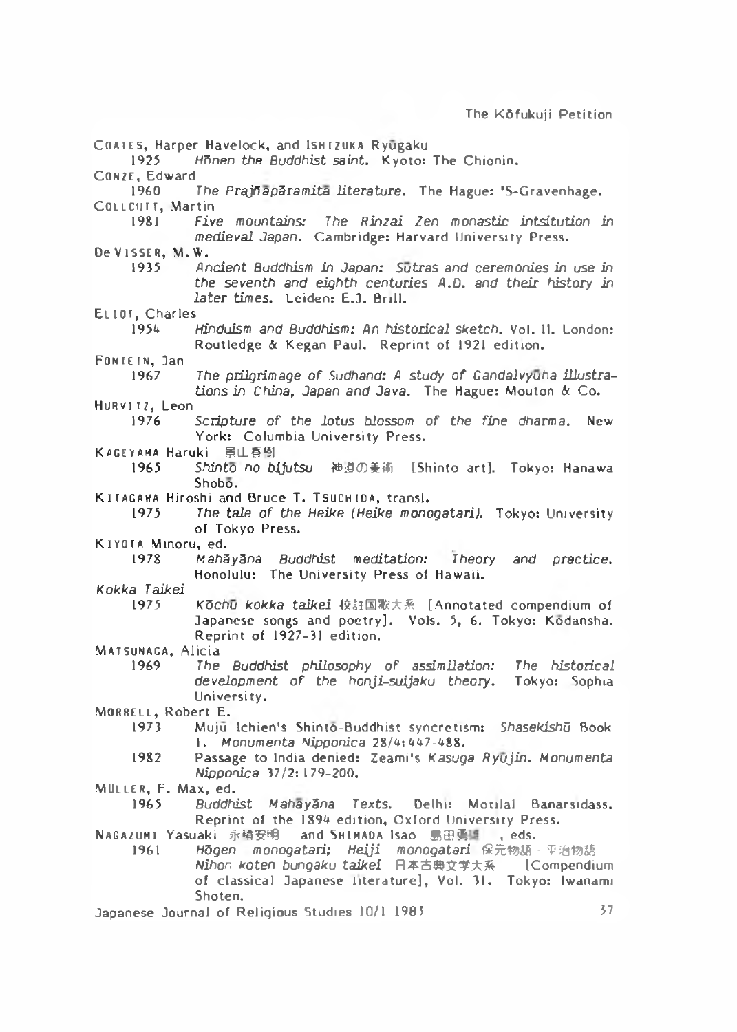COATES, Harper Havelock, and ISHIZUKA Ryūgaku

1925 *Hōnen the Buddhist saint.* Kyoto: The Chionin.

CONZE, Edward

1960 *The Prajñāpāramitā literature.* The Hague: 'S-Gravenhage.

COLLCUTT, Martin

1981 *Five mountains: The Rinzai Zen monastic intsitution in medieval Japan.* Cambridge: Harvard University Press.

De VISSER, M. W.

1935 *Ancient Buddhism in Japan: Sūtras and ceremonies in use in the seventh and eighth centuries A.D. and their history in later times.* Leiden: E.J. Brill.

ELIOT, Charles

1954 *Hinduism and Buddhism: An historical sketch.* Vol. II. London: Routledge & Kegan Paul. Reprint of 1921 edition.

FONTEIN, Jan

1967 *The prilgrimage of Sudhand: A study of Gandalvyūha illustrations in China, Japan and Java.* The Hague: Mouton & Co.

HURVITZ, Leon

1976 *Scripture of the lotus blossom of the fine dharma.* New York: Columbia University Press.

KAGEYAMA Haruki 景山春樹

1965 *Shintō no bijutsu* 神道の美術 [Shinto art]. Tokyo: Hanawa Shobō.

KITAGAWA Hiroshi and Bruce T. TSUCHIDA, transl.

1975 *The tale of the Heike (Heike monogatari).* Tokyo: University of Tokyo Press.

KIYOTA Minoru, ed.

1978 *Mahāyāna Buddhist meditation: Theory and practice.* Honolulu: The University Press of Hawaii.

*Kokka Taikei*

1975 *Kōchū kokka taikei* 校註国歌大系 [Annotated compendium of Japanese songs and poetry]. Vols. 5, 6. Tokyo: Kōdansha. Reprint of 1927-31 edition.

MATSUNAGA, Alicia

1969 *The Buddhist philosophy of assimilation: The historical development of the honji-suijaku theory.* Tokyo: Sophia University.

MORRELL, Robert E.

1973 Mujū Ichien's Shintō-Buddhist syncretism: *Shasekishū* Book 1. *Monumenta Nipponica* 28/4: 447-488.

1982 Passage to India denied: Zeami's *Kasuga Ryūjin*. *Monumenta Nipponica* 37/2: 179-200.

MÜLLER, F. Max, ed.

1965 *Buddhist Mahāyāna Texts.* Delhi: Motilal Banarsidass. Reprint of the 1894 edition, Oxford University Press.

NAGAZUMI Yasuaki 永積安明 and SHIMADA Isao 島田勇雄, eds.

1961 *Hōgen monogatari; Heiji monogatari* 保元物語・平治物語 *Nihon koten bungaku taikei* 日本古典文学大系 [Compendium of classical Japanese literature], Vol. 31. Tokyo: Iwanami Shoten.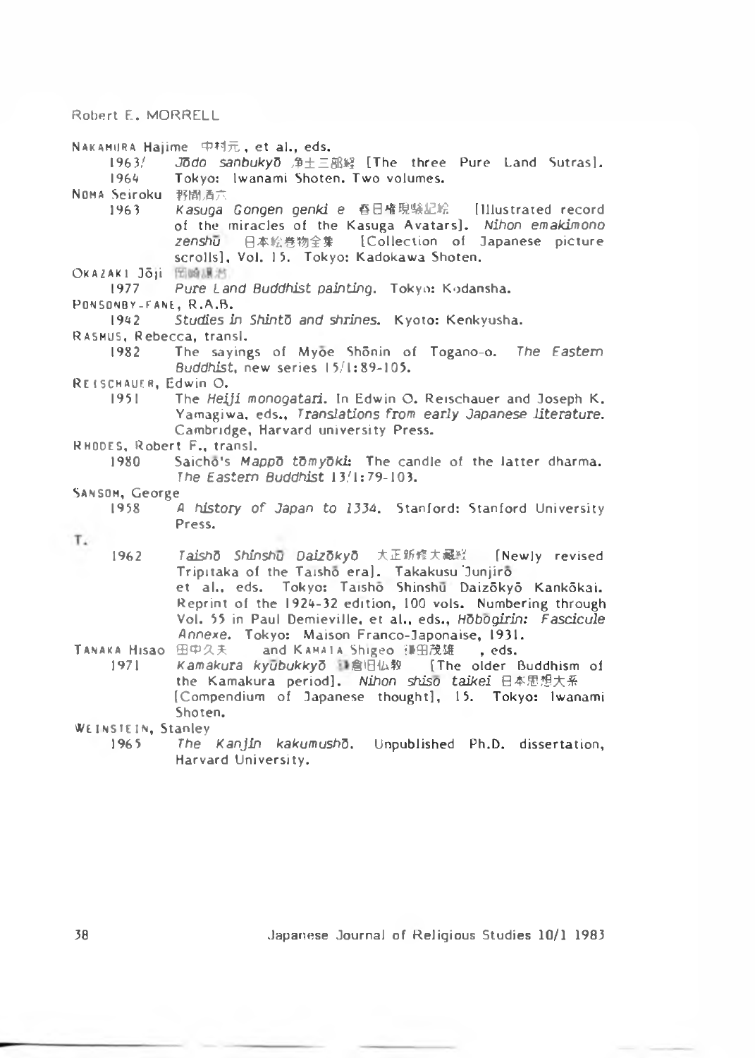NAKAMURA Hajime 中村元, et al., eds.

1963/1964 *Jōdo sanbukyō* 浄土三部経 [The three Pure Land Sutras]. Tokyo: Iwanami Shoten. Two volumes.

NOMA Seiroku 野間清六

1963 *Kasuga Gongen genki e* 春日権現験記絵 [Illustrated record of the miracles of the Kasuga Avatars]. *Nihon emakimono zenshū* 日本絵巻物全集 [Collection of Japanese picture scrolls], Vol. 15. Tokyo: Kadokawa Shoten.

OKAZAKI Jōji 岡崎譲治

1977 *Pure Land Buddhist painting*. Tokyo: Kodansha.

PONSONBY-FANE, R.A.B.

1942 *Studies in Shintō and shrines*. Kyoto: Kenkyusha.

RASMUS, Rebecca, transl.

1982 The sayings of Myōe Shōnin of Togano-o. *The Eastern Buddhist*, new series 15/1:89-105.

REISCHAUER, Edwin O.

1951 The *Heiji monogatari*. In Edwin O. Reischauer and Joseph K. Yamagiwa, eds., *Translations from early Japanese literature*. Cambridge, Harvard university Press.

RHODES, Robert F., transl.

1980 Saichō's *Mappō tōmyōki*: The candle of the latter dharma. *The Eastern Buddhist* 13/1:79-103.

SANSOM, George

1958 *A history of Japan to 1334*. Stanford: Stanford University Press.

T.

1962 *Taishō Shinshū Daizōkyō* 大正新脩大藏經 [Newly revised Tripitaka of the Taishō era]. Takakusu Junjirō et al., eds. Tokyo: Taishō Shinshū Daizōkyō Kankōkai. Reprint of the 1924-32 edition, 100 vols. Numbering through Vol. 55 in Paul Demieville, et al., eds., *Hōbōgirin: Fascicule Annexe*. Tokyo: Maison Franco-Japonaise, 1931.

TANAKA Hisao 田中久夫 and KAMATA Shigeo 鎌田茂雄, eds.

1971 *Kamakura kyūbukkyō* 鎌倉旧仏教 [The older Buddhism of the Kamakura period]. *Nihon shisō taikei* 日本思想大系 [Compendium of Japanese thought], 15. Tokyo: Iwanami Shoten.

WEINSTEIN, Stanley

1965 *The Kanjin kakumushō*. Unpublished Ph.D. dissertation, Harvard University.